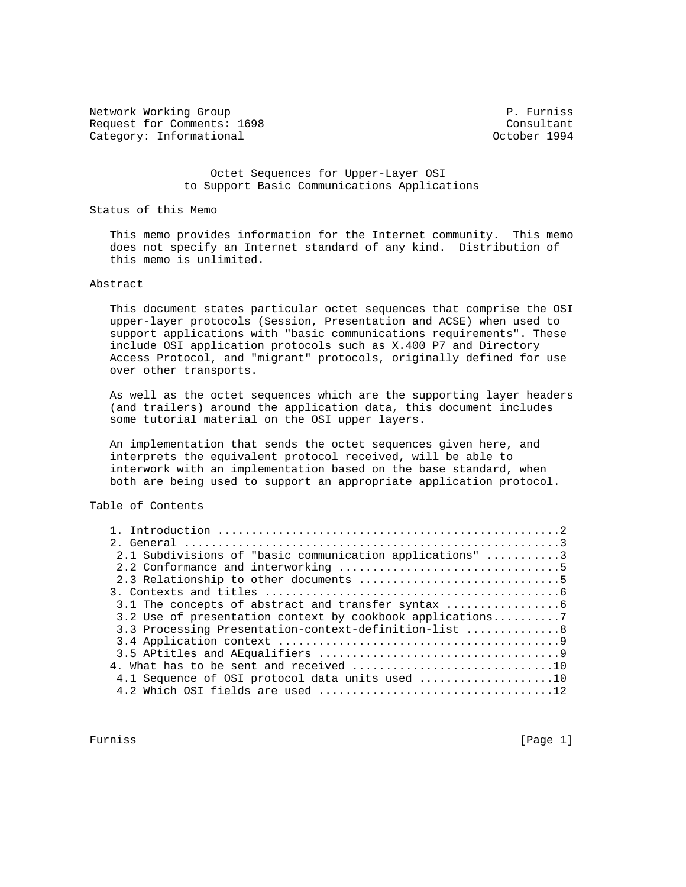Network Working Group P. Furniss
Request for Comments: 1698 Consultant
Category: Informational October 1994

# Octet Sequences for Upper-Layer OSI to Support Basic Communications Applications

## Status of this Memo

This memo provides information for the Internet community. This memo does not specify an Internet standard of any kind. Distribution of this memo is unlimited.

## Abstract

This document states particular octet sequences that comprise the OSI upper-layer protocols (Session, Presentation and ACSE) when used to support applications with "basic communications requirements". These include OSI application protocols such as X.400 P7 and Directory Access Protocol, and "migrant" protocols, originally defined for use over other transports.

As well as the octet sequences which are the supporting layer headers (and trailers) around the application data, this document includes some tutorial material on the OSI upper layers.

An implementation that sends the octet sequences given here, and interprets the equivalent protocol received, will be able to interwork with an implementation based on the base standard, when both are being used to support an appropriate application protocol.

## Table of Contents

```
1. Introduction ..................................................2
2. General .......................................................3
 2.1 Subdivisions of "basic communication applications" ..........3
 2.2 Conformance and interworking ................................5
 2.3 Relationship to other documents .............................5
3. Contexts and titles ...........................................6
 3.1 The concepts of abstract and transfer syntax ................6
 3.2 Use of presentation context by cookbook applications.........7
 3.3 Processing Presentation-context-definition-list .............8
 3.4 Application context .........................................9
 3.5 APtitles and AEqualifiers ...................................9
4. What has to be sent and received .............................10
 4.1 Sequence of OSI protocol data units used ...................10
 4.2 Which OSI fields are used ..................................12
```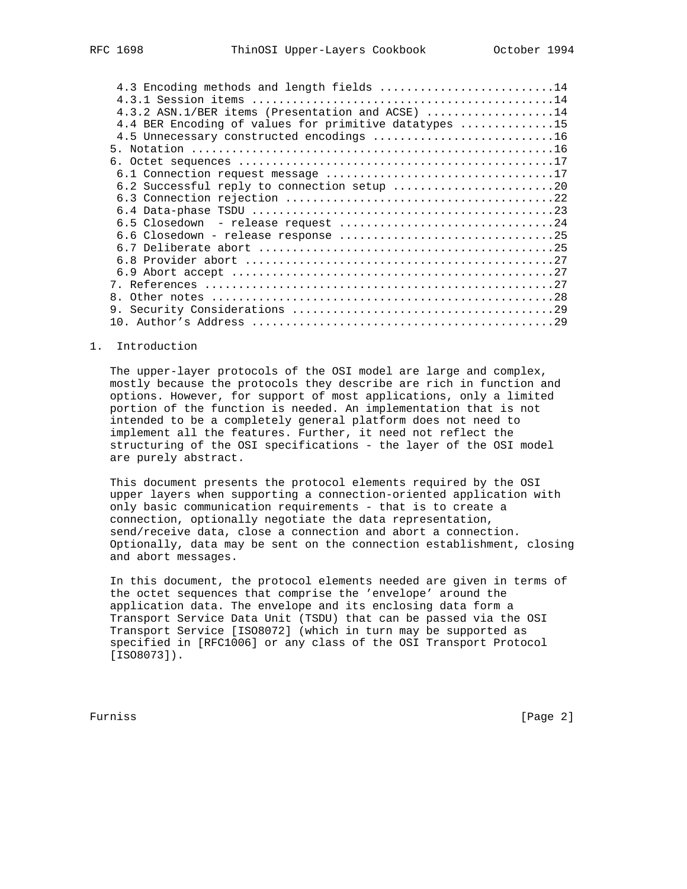4.3 Encoding methods and length fields ..........................14
4.3.1 Session items ............................................14
4.3.2 ASN.1/BER items (Presentation and ACSE) ...................14
4.4 BER Encoding of values for primitive datatypes ..............15
4.5 Unnecessary constructed encodings ...........................16
5. Notation .....................................................16
6. Octet sequences ..............................................17
6.1 Connection request message ..................................17
6.2 Successful reply to connection setup ........................20
6.3 Connection rejection ........................................22
6.4 Data-phase TSDU .............................................23
6.5 Closedown  - release request ................................24
6.6 Closedown - release response ................................25
6.7 Deliberate abort ............................................25
6.8 Provider abort ..............................................27
6.9 Abort accept ................................................27
7. References ...................................................27
8. Other notes ..................................................28
9. Security Considerations ......................................29
10. Author's Address ............................................29

## 1. Introduction

The upper-layer protocols of the OSI model are large and complex, mostly because the protocols they describe are rich in function and options. However, for support of most applications, only a limited portion of the function is needed. An implementation that is not intended to be a completely general platform does not need to implement all the features. Further, it need not reflect the structuring of the OSI specifications - the layer of the OSI model are purely abstract.

This document presents the protocol elements required by the OSI upper layers when supporting a connection-oriented application with only basic communication requirements - that is to create a connection, optionally negotiate the data representation, send/receive data, close a connection and abort a connection. Optionally, data may be sent on the connection establishment, closing and abort messages.

In this document, the protocol elements needed are given in terms of the octet sequences that comprise the 'envelope' around the application data. The envelope and its enclosing data form a Transport Service Data Unit (TSDU) that can be passed via the OSI Transport Service [ISO8072] (which in turn may be supported as specified in [RFC1006] or any class of the OSI Transport Protocol [ISO8073]).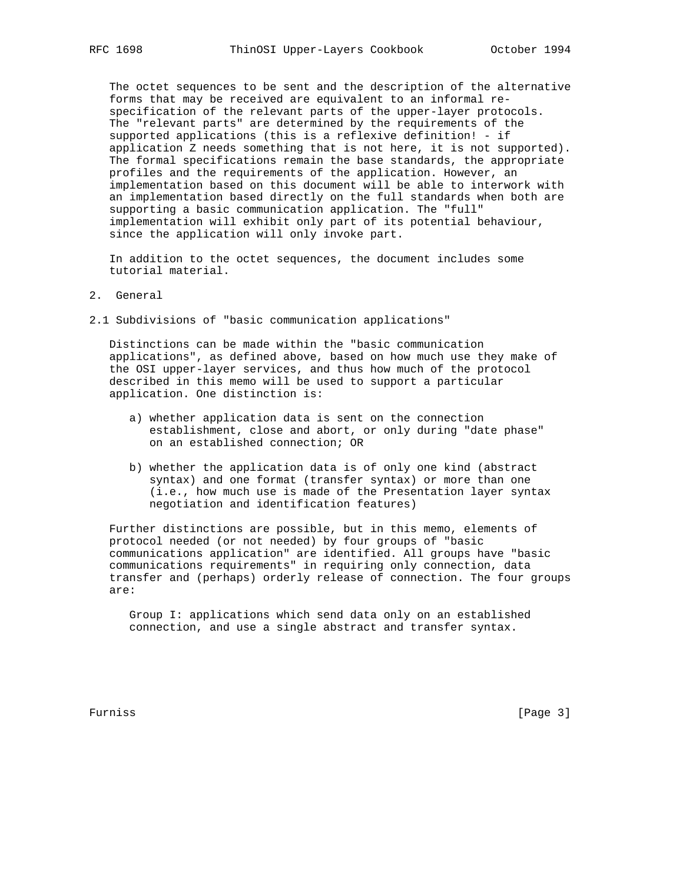The octet sequences to be sent and the description of the alternative forms that may be received are equivalent to an informal re-specification of the relevant parts of the upper-layer protocols. The "relevant parts" are determined by the requirements of the supported applications (this is a reflexive definition! - if application Z needs something that is not here, it is not supported). The formal specifications remain the base standards, the appropriate profiles and the requirements of the application. However, an implementation based on this document will be able to interwork with an implementation based directly on the full standards when both are supporting a basic communication application. The "full" implementation will exhibit only part of its potential behaviour, since the application will only invoke part.

In addition to the octet sequences, the document includes some tutorial material.

## 2. General

### 2.1 Subdivisions of "basic communication applications"

Distinctions can be made within the "basic communication applications", as defined above, based on how much use they make of the OSI upper-layer services, and thus how much of the protocol described in this memo will be used to support a particular application. One distinction is:

a) whether application data is sent on the connection establishment, close and abort, or only during "date phase" on an established connection; OR

b) whether the application data is of only one kind (abstract syntax) and one format (transfer syntax) or more than one (i.e., how much use is made of the Presentation layer syntax negotiation and identification features)

Further distinctions are possible, but in this memo, elements of protocol needed (or not needed) by four groups of "basic communications application" are identified. All groups have "basic communications requirements" in requiring only connection, data transfer and (perhaps) orderly release of connection. The four groups are:

Group I: applications which send data only on an established connection, and use a single abstract and transfer syntax.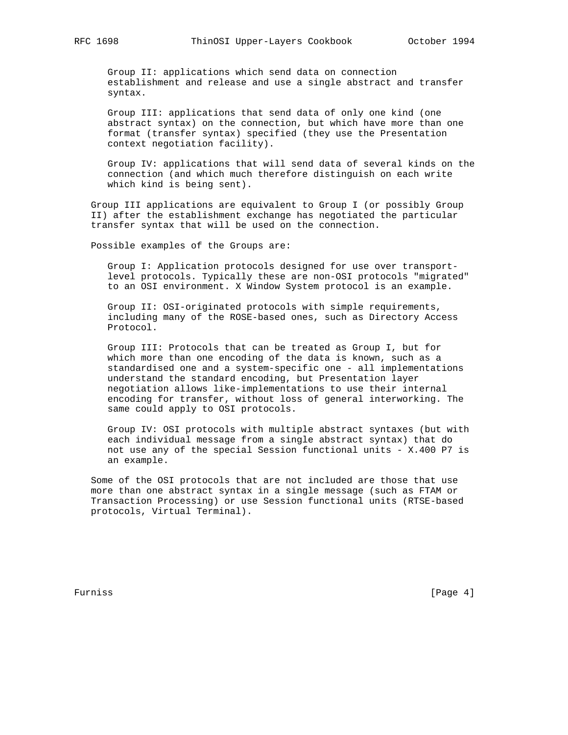Group II: applications which send data on connection establishment and release and use a single abstract and transfer syntax.

Group III: applications that send data of only one kind (one abstract syntax) on the connection, but which have more than one format (transfer syntax) specified (they use the Presentation context negotiation facility).

Group IV: applications that will send data of several kinds on the connection (and which much therefore distinguish on each write which kind is being sent).

Group III applications are equivalent to Group I (or possibly Group II) after the establishment exchange has negotiated the particular transfer syntax that will be used on the connection.

Possible examples of the Groups are:

Group I: Application protocols designed for use over transport-level protocols. Typically these are non-OSI protocols "migrated" to an OSI environment. X Window System protocol is an example.

Group II: OSI-originated protocols with simple requirements, including many of the ROSE-based ones, such as Directory Access Protocol.

Group III: Protocols that can be treated as Group I, but for which more than one encoding of the data is known, such as a standardised one and a system-specific one - all implementations understand the standard encoding, but Presentation layer negotiation allows like-implementations to use their internal encoding for transfer, without loss of general interworking. The same could apply to OSI protocols.

Group IV: OSI protocols with multiple abstract syntaxes (but with each individual message from a single abstract syntax) that do not use any of the special Session functional units - X.400 P7 is an example.

Some of the OSI protocols that are not included are those that use more than one abstract syntax in a single message (such as FTAM or Transaction Processing) or use Session functional units (RTSE-based protocols, Virtual Terminal).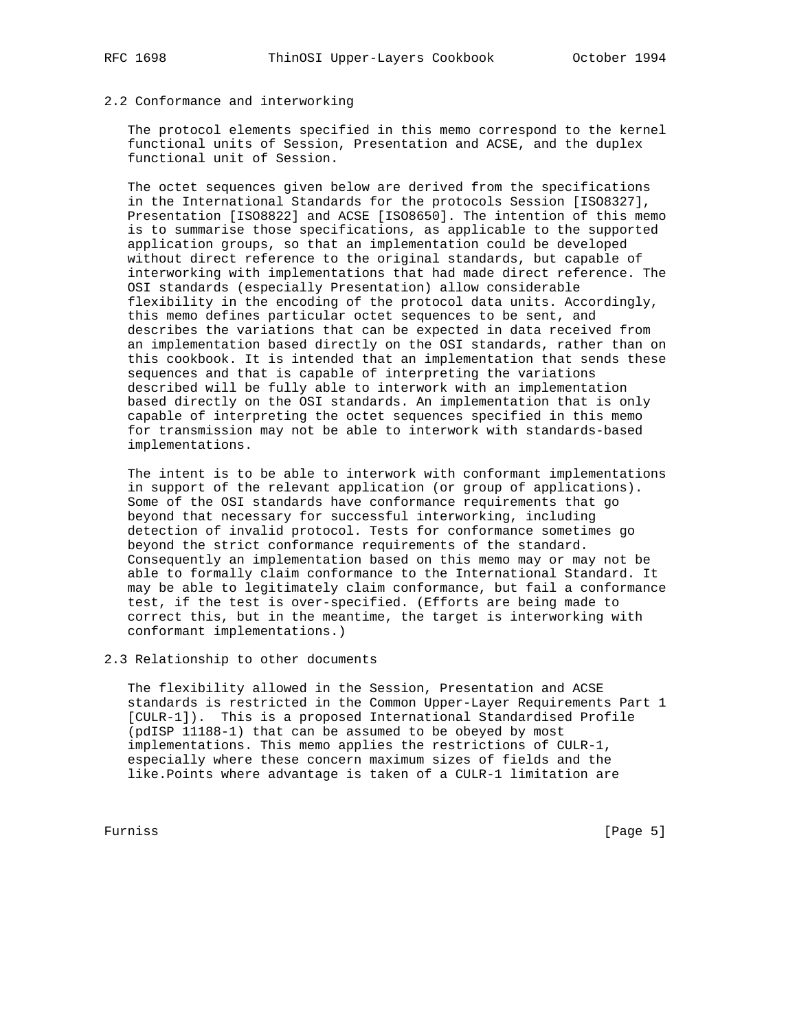## 2.2 Conformance and interworking

The protocol elements specified in this memo correspond to the kernel functional units of Session, Presentation and ACSE, and the duplex functional unit of Session.

The octet sequences given below are derived from the specifications in the International Standards for the protocols Session [ISO8327], Presentation [ISO8822] and ACSE [ISO8650]. The intention of this memo is to summarise those specifications, as applicable to the supported application groups, so that an implementation could be developed without direct reference to the original standards, but capable of interworking with implementations that had made direct reference. The OSI standards (especially Presentation) allow considerable flexibility in the encoding of the protocol data units. Accordingly, this memo defines particular octet sequences to be sent, and describes the variations that can be expected in data received from an implementation based directly on the OSI standards, rather than on this cookbook. It is intended that an implementation that sends these sequences and that is capable of interpreting the variations described will be fully able to interwork with an implementation based directly on the OSI standards. An implementation that is only capable of interpreting the octet sequences specified in this memo for transmission may not be able to interwork with standards-based implementations.

The intent is to be able to interwork with conformant implementations in support of the relevant application (or group of applications). Some of the OSI standards have conformance requirements that go beyond that necessary for successful interworking, including detection of invalid protocol. Tests for conformance sometimes go beyond the strict conformance requirements of the standard. Consequently an implementation based on this memo may or may not be able to formally claim conformance to the International Standard. It may be able to legitimately claim conformance, but fail a conformance test, if the test is over-specified. (Efforts are being made to correct this, but in the meantime, the target is interworking with conformant implementations.)

## 2.3 Relationship to other documents

The flexibility allowed in the Session, Presentation and ACSE standards is restricted in the Common Upper-Layer Requirements Part 1 [CULR-1]). This is a proposed International Standardised Profile (pdISP 11188-1) that can be assumed to be obeyed by most implementations. This memo applies the restrictions of CULR-1, especially where these concern maximum sizes of fields and the like.Points where advantage is taken of a CULR-1 limitation are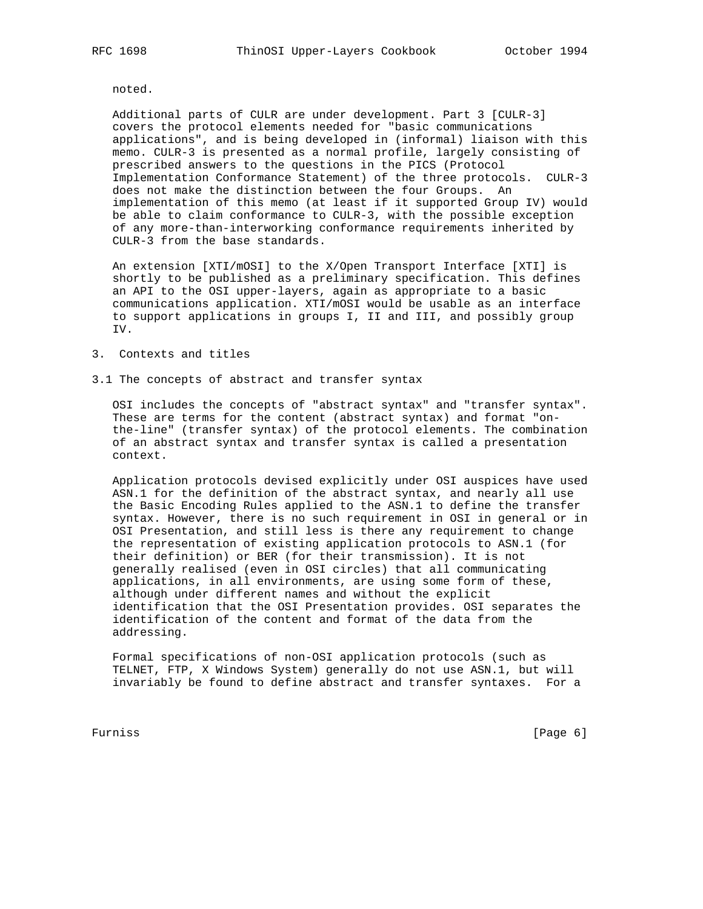noted.

Additional parts of CULR are under development. Part 3 [CULR-3] covers the protocol elements needed for "basic communications applications", and is being developed in (informal) liaison with this memo. CULR-3 is presented as a normal profile, largely consisting of prescribed answers to the questions in the PICS (Protocol Implementation Conformance Statement) of the three protocols. CULR-3 does not make the distinction between the four Groups. An implementation of this memo (at least if it supported Group IV) would be able to claim conformance to CULR-3, with the possible exception of any more-than-interworking conformance requirements inherited by CULR-3 from the base standards.

An extension [XTI/mOSI] to the X/Open Transport Interface [XTI] is shortly to be published as a preliminary specification. This defines an API to the OSI upper-layers, again as appropriate to a basic communications application. XTI/mOSI would be usable as an interface to support applications in groups I, II and III, and possibly group IV.

## 3. Contexts and titles

### 3.1 The concepts of abstract and transfer syntax

OSI includes the concepts of "abstract syntax" and "transfer syntax". These are terms for the content (abstract syntax) and format "on-the-line" (transfer syntax) of the protocol elements. The combination of an abstract syntax and transfer syntax is called a presentation context.

Application protocols devised explicitly under OSI auspices have used ASN.1 for the definition of the abstract syntax, and nearly all use the Basic Encoding Rules applied to the ASN.1 to define the transfer syntax. However, there is no such requirement in OSI in general or in OSI Presentation, and still less is there any requirement to change the representation of existing application protocols to ASN.1 (for their definition) or BER (for their transmission). It is not generally realised (even in OSI circles) that all communicating applications, in all environments, are using some form of these, although under different names and without the explicit identification that the OSI Presentation provides. OSI separates the identification of the content and format of the data from the addressing.

Formal specifications of non-OSI application protocols (such as TELNET, FTP, X Windows System) generally do not use ASN.1, but will invariably be found to define abstract and transfer syntaxes. For a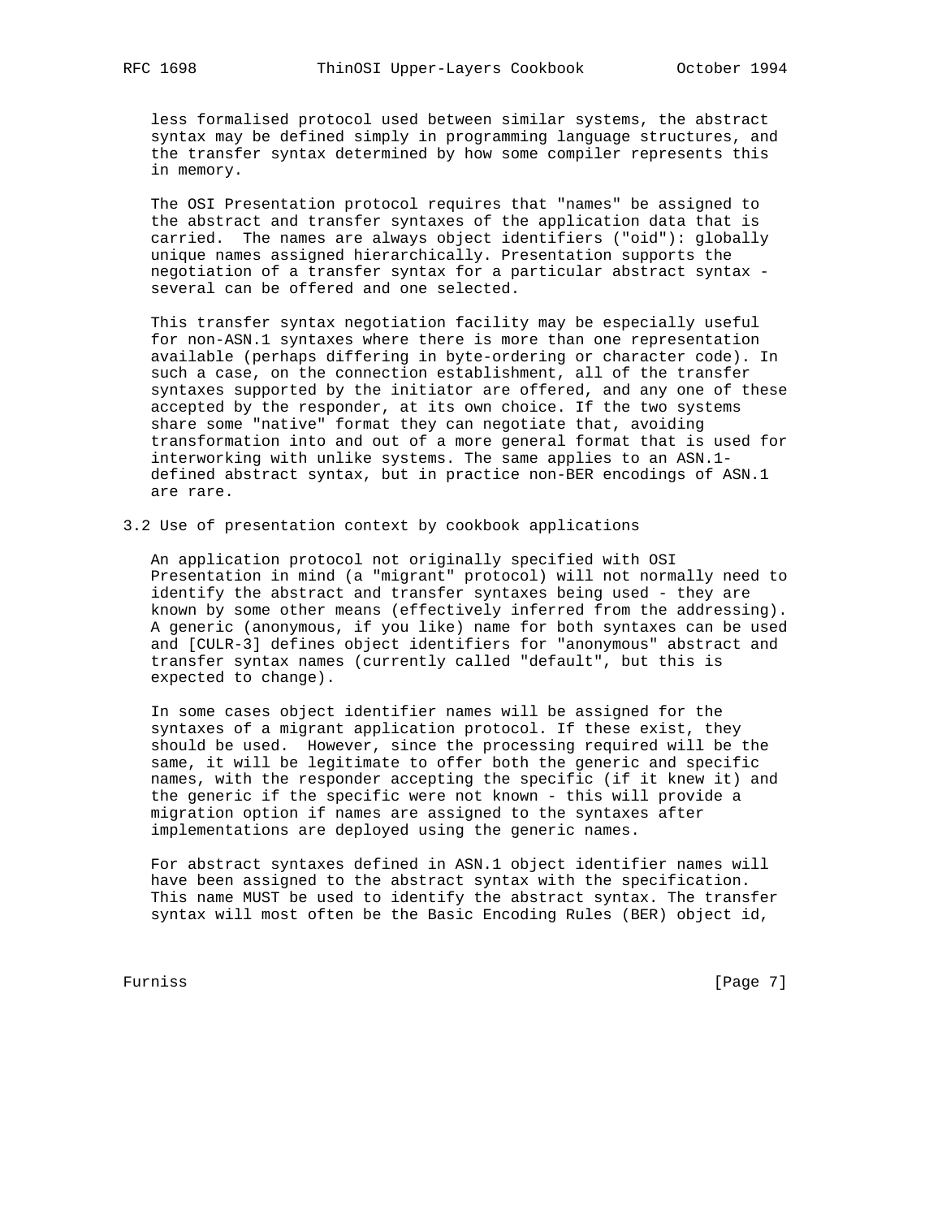less formalised protocol used between similar systems, the abstract syntax may be defined simply in programming language structures, and the transfer syntax determined by how some compiler represents this in memory.

The OSI Presentation protocol requires that "names" be assigned to the abstract and transfer syntaxes of the application data that is carried. The names are always object identifiers ("oid"): globally unique names assigned hierarchically. Presentation supports the negotiation of a transfer syntax for a particular abstract syntax - several can be offered and one selected.

This transfer syntax negotiation facility may be especially useful for non-ASN.1 syntaxes where there is more than one representation available (perhaps differing in byte-ordering or character code). In such a case, on the connection establishment, all of the transfer syntaxes supported by the initiator are offered, and any one of these accepted by the responder, at its own choice. If the two systems share some "native" format they can negotiate that, avoiding transformation into and out of a more general format that is used for interworking with unlike systems. The same applies to an ASN.1-defined abstract syntax, but in practice non-BER encodings of ASN.1 are rare.

## 3.2 Use of presentation context by cookbook applications

An application protocol not originally specified with OSI Presentation in mind (a "migrant" protocol) will not normally need to identify the abstract and transfer syntaxes being used - they are known by some other means (effectively inferred from the addressing). A generic (anonymous, if you like) name for both syntaxes can be used and [CULR-3] defines object identifiers for "anonymous" abstract and transfer syntax names (currently called "default", but this is expected to change).

In some cases object identifier names will be assigned for the syntaxes of a migrant application protocol. If these exist, they should be used. However, since the processing required will be the same, it will be legitimate to offer both the generic and specific names, with the responder accepting the specific (if it knew it) and the generic if the specific were not known - this will provide a migration option if names are assigned to the syntaxes after implementations are deployed using the generic names.

For abstract syntaxes defined in ASN.1 object identifier names will have been assigned to the abstract syntax with the specification. This name MUST be used to identify the abstract syntax. The transfer syntax will most often be the Basic Encoding Rules (BER) object id,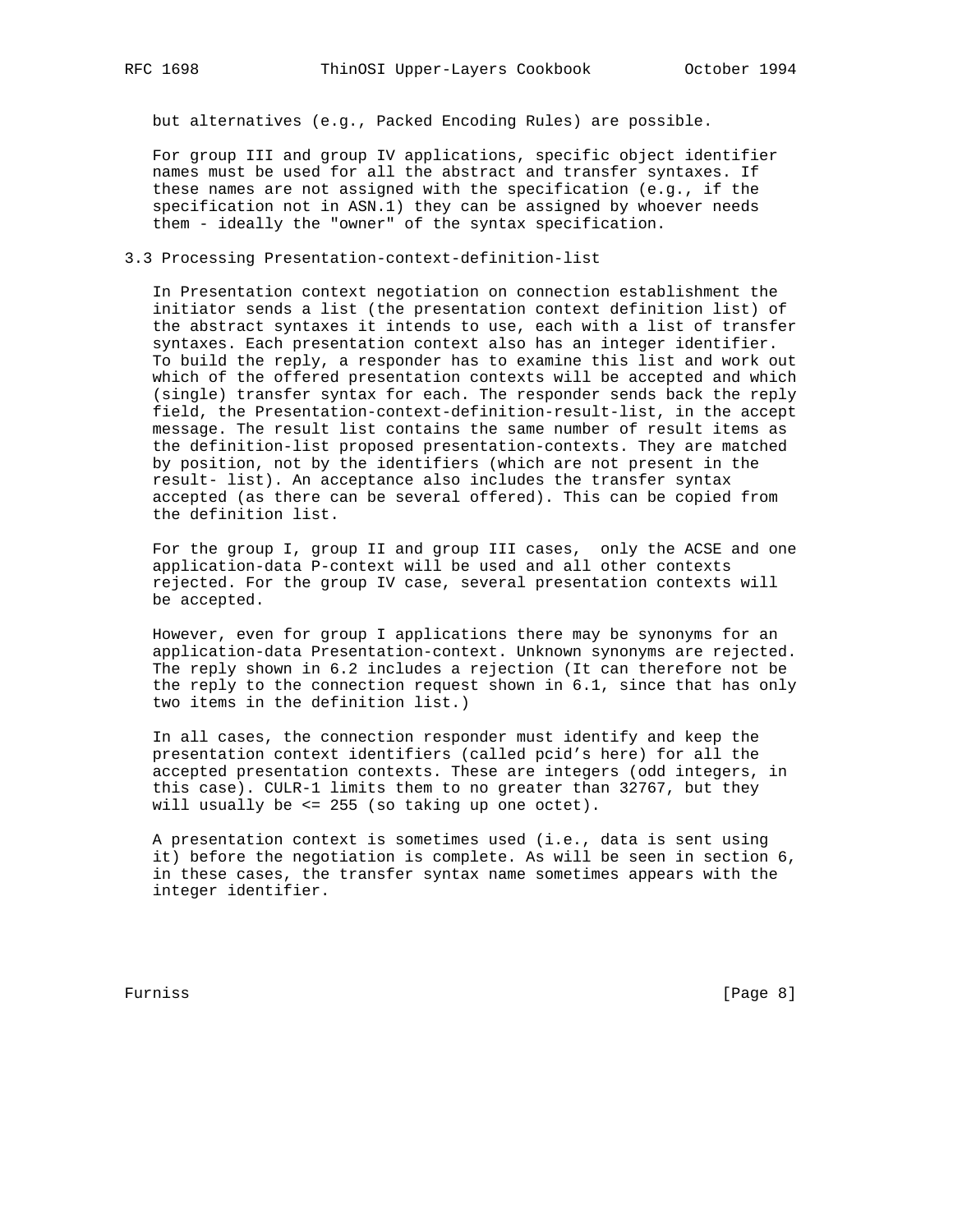but alternatives (e.g., Packed Encoding Rules) are possible.

For group III and group IV applications, specific object identifier names must be used for all the abstract and transfer syntaxes. If these names are not assigned with the specification (e.g., if the specification not in ASN.1) they can be assigned by whoever needs them - ideally the "owner" of the syntax specification.

## 3.3 Processing Presentation-context-definition-list

In Presentation context negotiation on connection establishment the initiator sends a list (the presentation context definition list) of the abstract syntaxes it intends to use, each with a list of transfer syntaxes. Each presentation context also has an integer identifier. To build the reply, a responder has to examine this list and work out which of the offered presentation contexts will be accepted and which (single) transfer syntax for each. The responder sends back the reply field, the Presentation-context-definition-result-list, in the accept message. The result list contains the same number of result items as the definition-list proposed presentation-contexts. They are matched by position, not by the identifiers (which are not present in the result- list). An acceptance also includes the transfer syntax accepted (as there can be several offered). This can be copied from the definition list.

For the group I, group II and group III cases, only the ACSE and one application-data P-context will be used and all other contexts rejected. For the group IV case, several presentation contexts will be accepted.

However, even for group I applications there may be synonyms for an application-data Presentation-context. Unknown synonyms are rejected. The reply shown in 6.2 includes a rejection (It can therefore not be the reply to the connection request shown in 6.1, since that has only two items in the definition list.)

In all cases, the connection responder must identify and keep the presentation context identifiers (called pcid's here) for all the accepted presentation contexts. These are integers (odd integers, in this case). CULR-1 limits them to no greater than 32767, but they will usually be <= 255 (so taking up one octet).

A presentation context is sometimes used (i.e., data is sent using it) before the negotiation is complete. As will be seen in section 6, in these cases, the transfer syntax name sometimes appears with the integer identifier.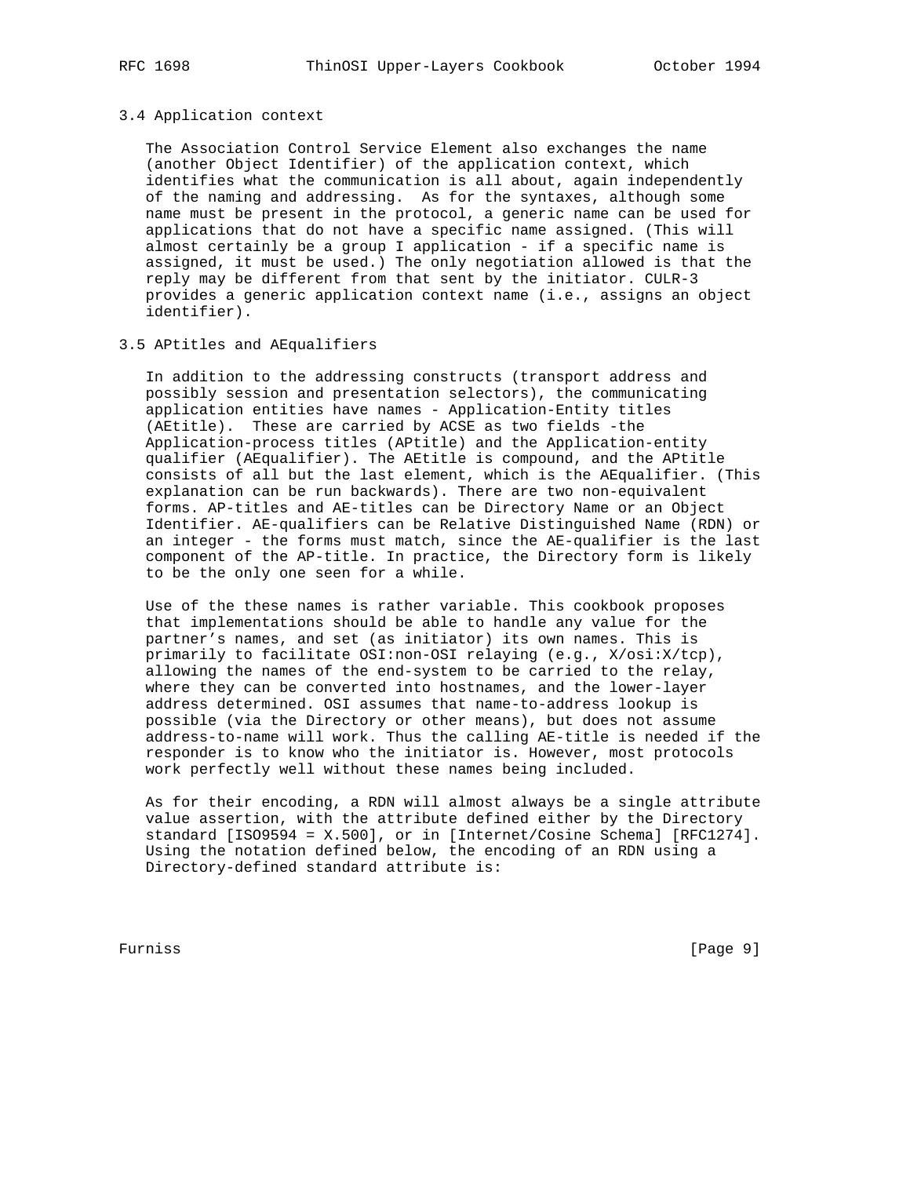### 3.4 Application context

The Association Control Service Element also exchanges the name (another Object Identifier) of the application context, which identifies what the communication is all about, again independently of the naming and addressing. As for the syntaxes, although some name must be present in the protocol, a generic name can be used for applications that do not have a specific name assigned. (This will almost certainly be a group I application - if a specific name is assigned, it must be used.) The only negotiation allowed is that the reply may be different from that sent by the initiator. CULR-3 provides a generic application context name (i.e., assigns an object identifier).

### 3.5 APtitles and AEqualifiers

In addition to the addressing constructs (transport address and possibly session and presentation selectors), the communicating application entities have names - Application-Entity titles (AEtitle). These are carried by ACSE as two fields -the Application-process titles (APtitle) and the Application-entity qualifier (AEqualifier). The AEtitle is compound, and the APtitle consists of all but the last element, which is the AEqualifier. (This explanation can be run backwards). There are two non-equivalent forms. AP-titles and AE-titles can be Directory Name or an Object Identifier. AE-qualifiers can be Relative Distinguished Name (RDN) or an integer - the forms must match, since the AE-qualifier is the last component of the AP-title. In practice, the Directory form is likely to be the only one seen for a while.

Use of the these names is rather variable. This cookbook proposes that implementations should be able to handle any value for the partner's names, and set (as initiator) its own names. This is primarily to facilitate OSI:non-OSI relaying (e.g., X/osi:X/tcp), allowing the names of the end-system to be carried to the relay, where they can be converted into hostnames, and the lower-layer address determined. OSI assumes that name-to-address lookup is possible (via the Directory or other means), but does not assume address-to-name will work. Thus the calling AE-title is needed if the responder is to know who the initiator is. However, most protocols work perfectly well without these names being included.

As for their encoding, a RDN will almost always be a single attribute value assertion, with the attribute defined either by the Directory standard [ISO9594 = X.500], or in [Internet/Cosine Schema] [RFC1274]. Using the notation defined below, the encoding of an RDN using a Directory-defined standard attribute is: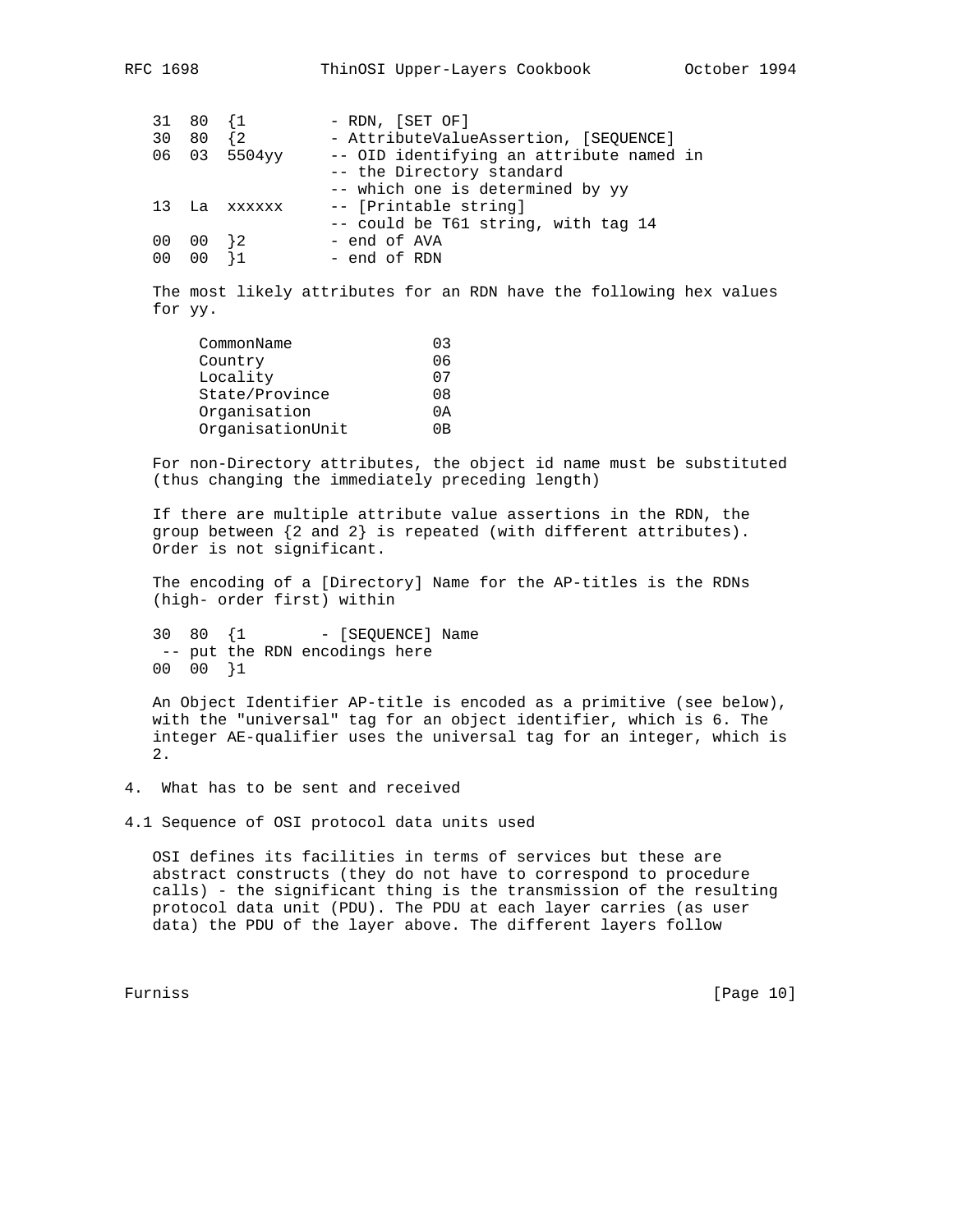```
31  80  {1         - RDN, [SET OF]
30  80  {2         - AttributeValueAssertion, [SEQUENCE]
06  03  5504yy     -- OID identifying an attribute named in
                   -- the Directory standard
                   -- which one is determined by yy
13  La  xxxxxx     -- [Printable string]
                   -- could be T61 string, with tag 14
00  00  }2         - end of AVA
00  00  }1         - end of RDN
```

The most likely attributes for an RDN have the following hex values for yy.

```
CommonName              03
Country                 06
Locality                07
State/Province          08
Organisation            0A
OrganisationUnit        0B
```

For non-Directory attributes, the object id name must be substituted (thus changing the immediately preceding length)

If there are multiple attribute value assertions in the RDN, the group between {2 and 2} is repeated (with different attributes). Order is not significant.

The encoding of a [Directory] Name for the AP-titles is the RDNs (high- order first) within

```
30  80  {1        - [SEQUENCE] Name
 -- put the RDN encodings here
00  00  }1
```

An Object Identifier AP-title is encoded as a primitive (see below), with the "universal" tag for an object identifier, which is 6. The integer AE-qualifier uses the universal tag for an integer, which is 2.

## 4. What has to be sent and received

### 4.1 Sequence of OSI protocol data units used

OSI defines its facilities in terms of services but these are abstract constructs (they do not have to correspond to procedure calls) - the significant thing is the transmission of the resulting protocol data unit (PDU). The PDU at each layer carries (as user data) the PDU of the layer above. The different layers follow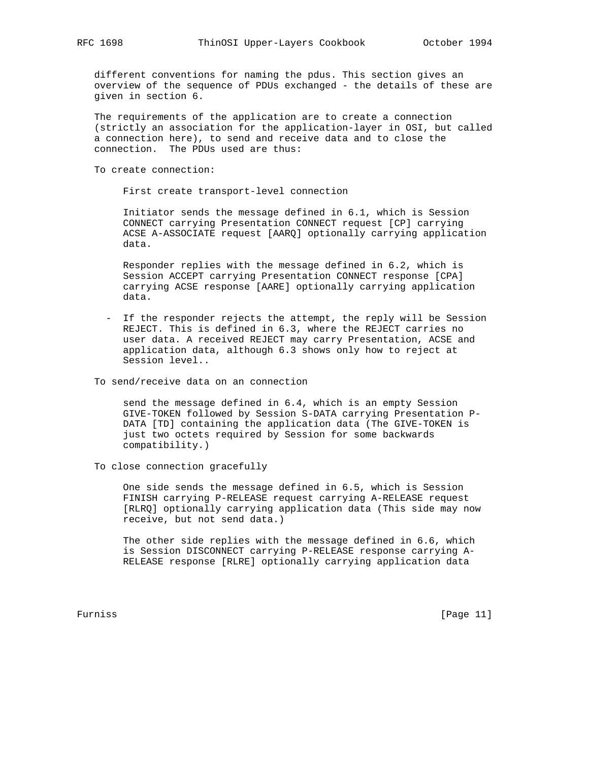different conventions for naming the pdus. This section gives an overview of the sequence of PDUs exchanged - the details of these are given in section 6.

The requirements of the application are to create a connection (strictly an association for the application-layer in OSI, but called a connection here), to send and receive data and to close the connection. The PDUs used are thus:

To create connection:

> First create transport-level connection
>
> Initiator sends the message defined in 6.1, which is Session CONNECT carrying Presentation CONNECT request [CP] carrying ACSE A-ASSOCIATE request [AARQ] optionally carrying application data.
>
> Responder replies with the message defined in 6.2, which is Session ACCEPT carrying Presentation CONNECT response [CPA] carrying ACSE response [AARE] optionally carrying application data.

- If the responder rejects the attempt, the reply will be Session REJECT. This is defined in 6.3, where the REJECT carries no user data. A received REJECT may carry Presentation, ACSE and application data, although 6.3 shows only how to reject at Session level..

To send/receive data on an connection

> send the message defined in 6.4, which is an empty Session GIVE-TOKEN followed by Session S-DATA carrying Presentation P-DATA [TD] containing the application data (The GIVE-TOKEN is just two octets required by Session for some backwards compatibility.)

To close connection gracefully

> One side sends the message defined in 6.5, which is Session FINISH carrying P-RELEASE request carrying A-RELEASE request [RLRQ] optionally carrying application data (This side may now receive, but not send data.)
>
> The other side replies with the message defined in 6.6, which is Session DISCONNECT carrying P-RELEASE response carrying A-RELEASE response [RLRE] optionally carrying application data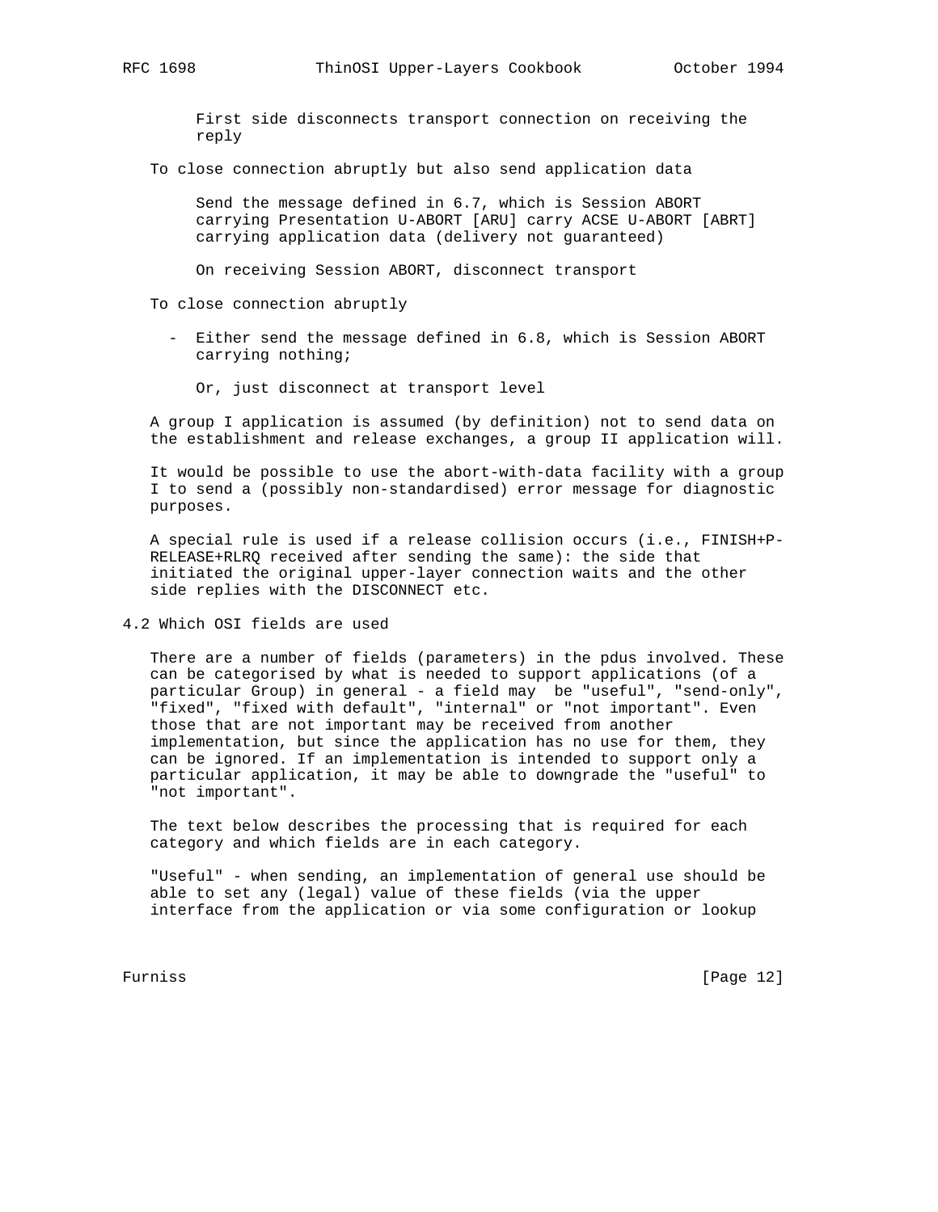First side disconnects transport connection on receiving the reply

To close connection abruptly but also send application data

Send the message defined in 6.7, which is Session ABORT carrying Presentation U-ABORT [ARU] carry ACSE U-ABORT [ABRT] carrying application data (delivery not guaranteed)

On receiving Session ABORT, disconnect transport

To close connection abruptly

- Either send the message defined in 6.8, which is Session ABORT carrying nothing;

  Or, just disconnect at transport level

A group I application is assumed (by definition) not to send data on the establishment and release exchanges, a group II application will.

It would be possible to use the abort-with-data facility with a group I to send a (possibly non-standardised) error message for diagnostic purposes.

A special rule is used if a release collision occurs (i.e., FINISH+P-RELEASE+RLRQ received after sending the same): the side that initiated the original upper-layer connection waits and the other side replies with the DISCONNECT etc.

## 4.2 Which OSI fields are used

There are a number of fields (parameters) in the pdus involved. These can be categorised by what is needed to support applications (of a particular Group) in general - a field may be "useful", "send-only", "fixed", "fixed with default", "internal" or "not important". Even those that are not important may be received from another implementation, but since the application has no use for them, they can be ignored. If an implementation is intended to support only a particular application, it may be able to downgrade the "useful" to "not important".

The text below describes the processing that is required for each category and which fields are in each category.

"Useful" - when sending, an implementation of general use should be able to set any (legal) value of these fields (via the upper interface from the application or via some configuration or lookup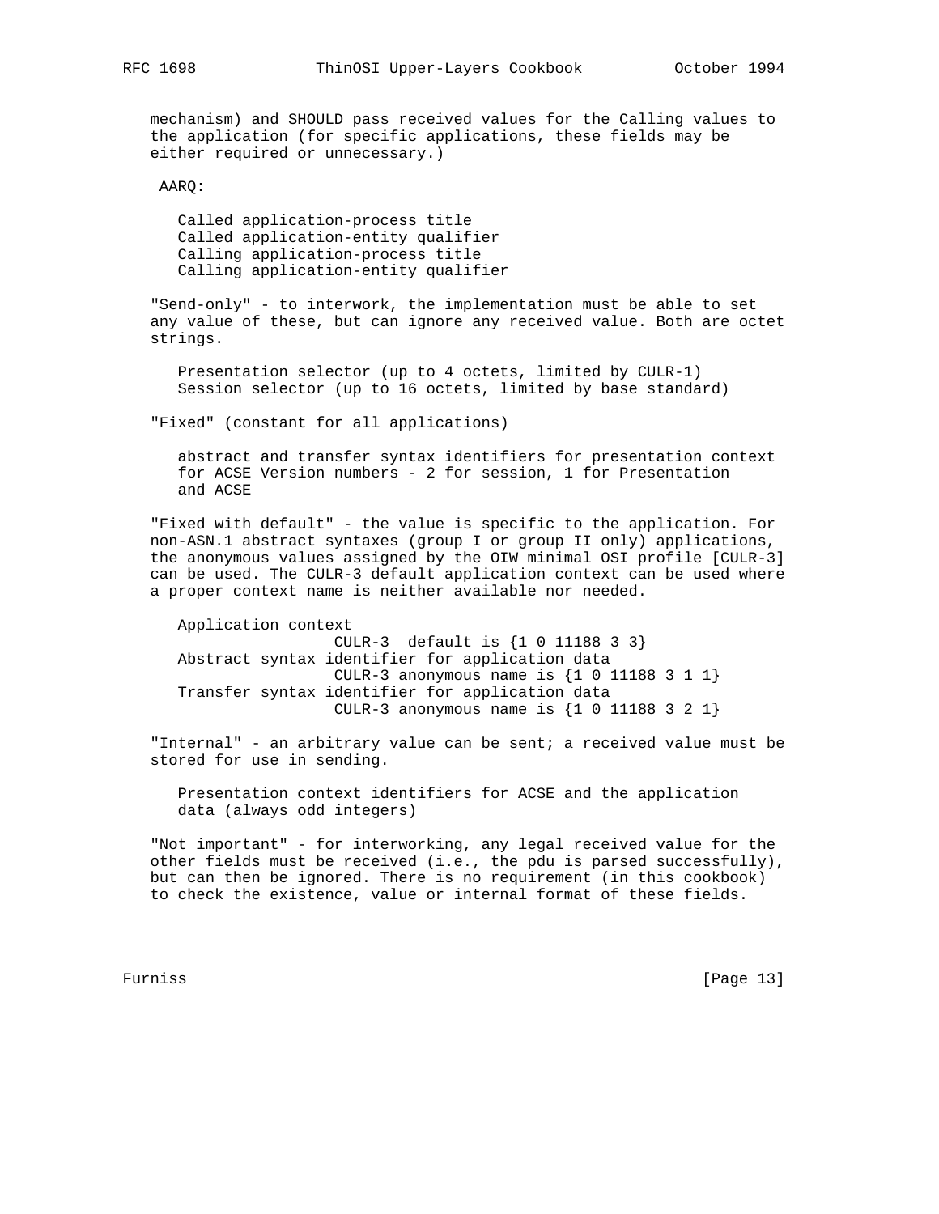mechanism) and SHOULD pass received values for the Calling values to the application (for specific applications, these fields may be either required or unnecessary.)

AARQ:

    Called application-process title
    Called application-entity qualifier
    Calling application-process title
    Calling application-entity qualifier

"Send-only" - to interwork, the implementation must be able to set any value of these, but can ignore any received value. Both are octet strings.

    Presentation selector (up to 4 octets, limited by CULR-1)
    Session selector (up to 16 octets, limited by base standard)

"Fixed" (constant for all applications)

    abstract and transfer syntax identifiers for presentation context
    for ACSE Version numbers - 2 for session, 1 for Presentation
    and ACSE

"Fixed with default" - the value is specific to the application. For non-ASN.1 abstract syntaxes (group I or group II only) applications, the anonymous values assigned by the OIW minimal OSI profile [CULR-3] can be used. The CULR-3 default application context can be used where a proper context name is neither available nor needed.

```
   Application context
                    CULR-3  default is {1 0 11188 3 3}
   Abstract syntax identifier for application data
                    CULR-3 anonymous name is {1 0 11188 3 1 1}
   Transfer syntax identifier for application data
                    CULR-3 anonymous name is {1 0 11188 3 2 1}
```

"Internal" - an arbitrary value can be sent; a received value must be stored for use in sending.

    Presentation context identifiers for ACSE and the application
    data (always odd integers)

"Not important" - for interworking, any legal received value for the other fields must be received (i.e., the pdu is parsed successfully), but can then be ignored. There is no requirement (in this cookbook) to check the existence, value or internal format of these fields.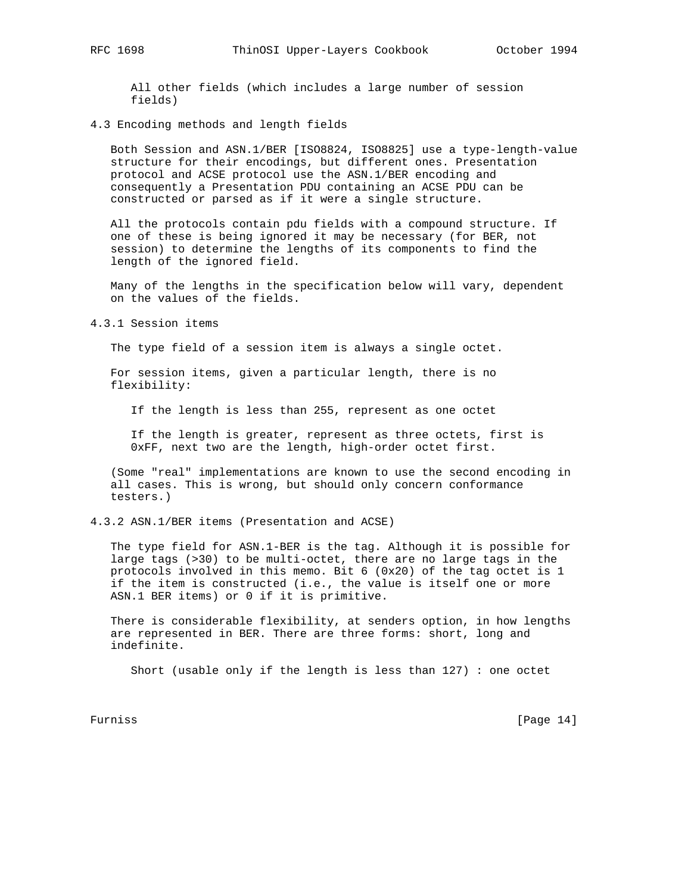All other fields (which includes a large number of session fields)

### 4.3 Encoding methods and length fields

Both Session and ASN.1/BER [ISO8824, ISO8825] use a type-length-value structure for their encodings, but different ones. Presentation protocol and ACSE protocol use the ASN.1/BER encoding and consequently a Presentation PDU containing an ACSE PDU can be constructed or parsed as if it were a single structure.

All the protocols contain pdu fields with a compound structure. If one of these is being ignored it may be necessary (for BER, not session) to determine the lengths of its components to find the length of the ignored field.

Many of the lengths in the specification below will vary, dependent on the values of the fields.

#### 4.3.1 Session items

The type field of a session item is always a single octet.

For session items, given a particular length, there is no flexibility:

If the length is less than 255, represent as one octet

If the length is greater, represent as three octets, first is 0xFF, next two are the length, high-order octet first.

(Some "real" implementations are known to use the second encoding in all cases. This is wrong, but should only concern conformance testers.)

#### 4.3.2 ASN.1/BER items (Presentation and ACSE)

The type field for ASN.1-BER is the tag. Although it is possible for large tags (>30) to be multi-octet, there are no large tags in the protocols involved in this memo. Bit 6 (0x20) of the tag octet is 1 if the item is constructed (i.e., the value is itself one or more ASN.1 BER items) or 0 if it is primitive.

There is considerable flexibility, at senders option, in how lengths are represented in BER. There are three forms: short, long and indefinite.

Short (usable only if the length is less than 127) : one octet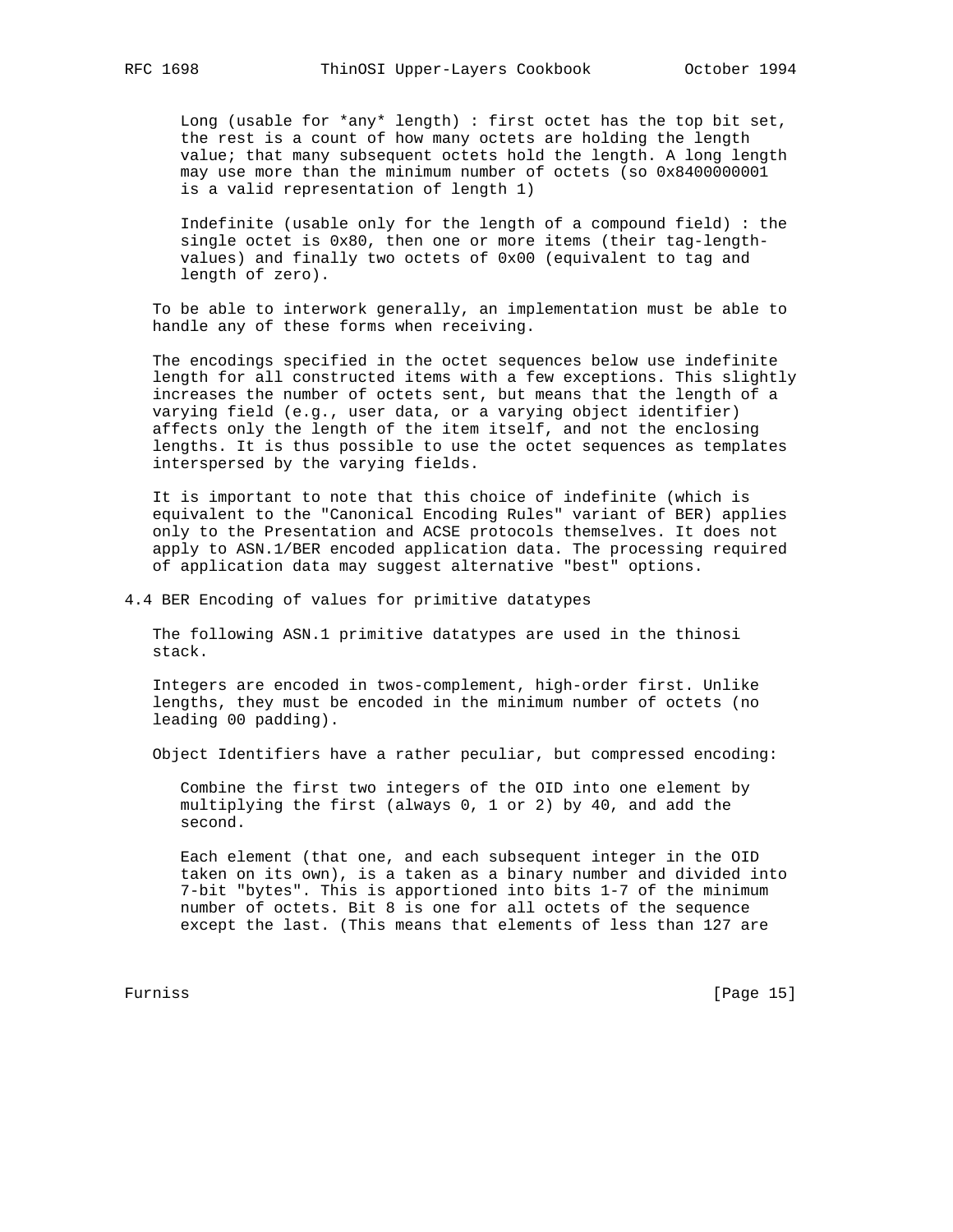Long (usable for *any* length) : first octet has the top bit set, the rest is a count of how many octets are holding the length value; that many subsequent octets hold the length. A long length may use more than the minimum number of octets (so 0x8400000001 is a valid representation of length 1)

Indefinite (usable only for the length of a compound field) : the single octet is 0x80, then one or more items (their tag-length-values) and finally two octets of 0x00 (equivalent to tag and length of zero).

To be able to interwork generally, an implementation must be able to handle any of these forms when receiving.

The encodings specified in the octet sequences below use indefinite length for all constructed items with a few exceptions. This slightly increases the number of octets sent, but means that the length of a varying field (e.g., user data, or a varying object identifier) affects only the length of the item itself, and not the enclosing lengths. It is thus possible to use the octet sequences as templates interspersed by the varying fields.

It is important to note that this choice of indefinite (which is equivalent to the "Canonical Encoding Rules" variant of BER) applies only to the Presentation and ACSE protocols themselves. It does not apply to ASN.1/BER encoded application data. The processing required of application data may suggest alternative "best" options.

## 4.4 BER Encoding of values for primitive datatypes

The following ASN.1 primitive datatypes are used in the thinosi stack.

Integers are encoded in twos-complement, high-order first. Unlike lengths, they must be encoded in the minimum number of octets (no leading 00 padding).

Object Identifiers have a rather peculiar, but compressed encoding:

Combine the first two integers of the OID into one element by multiplying the first (always 0, 1 or 2) by 40, and add the second.

Each element (that one, and each subsequent integer in the OID taken on its own), is a taken as a binary number and divided into 7-bit "bytes". This is apportioned into bits 1-7 of the minimum number of octets. Bit 8 is one for all octets of the sequence except the last. (This means that elements of less than 127 are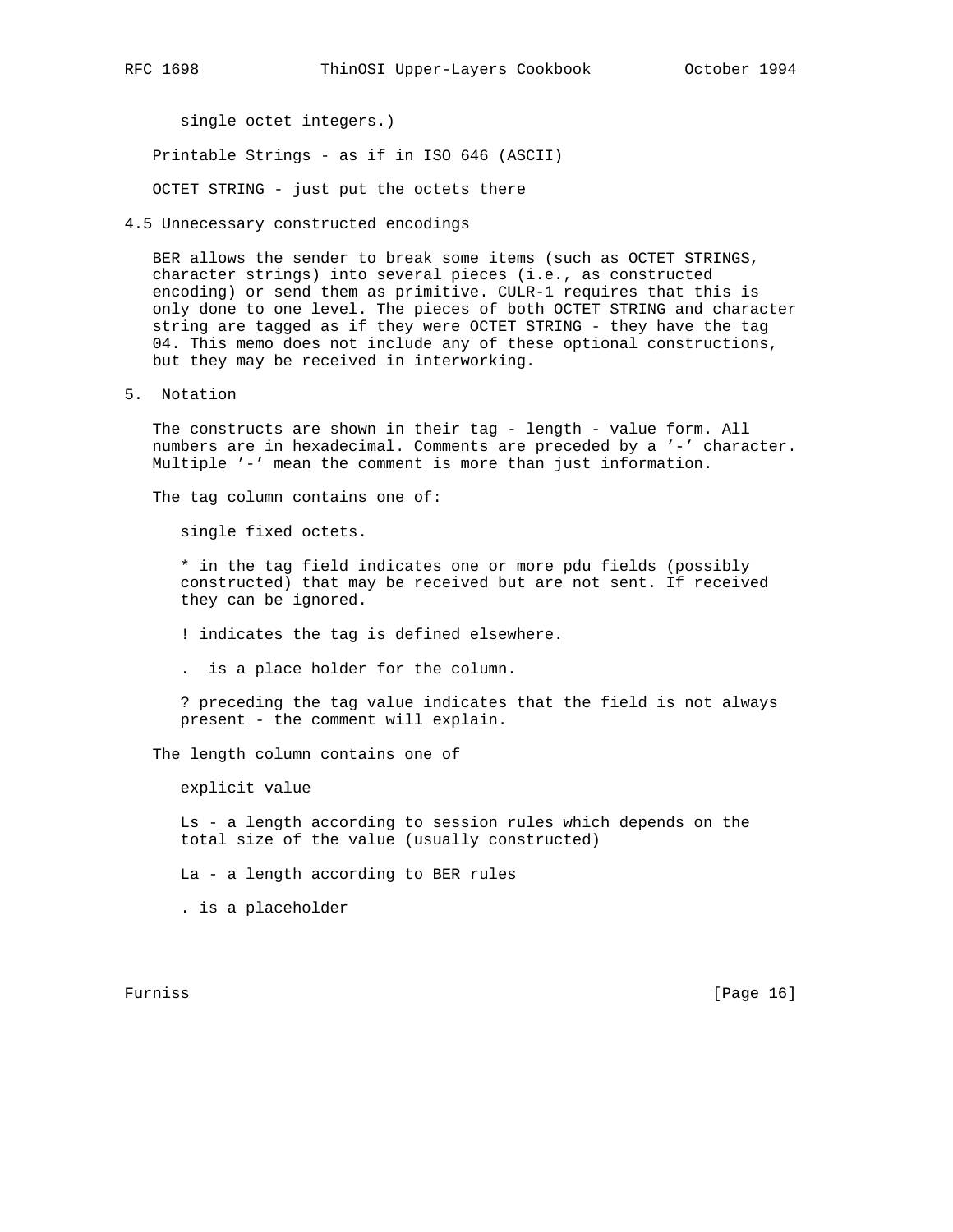single octet integers.)

Printable Strings - as if in ISO 646 (ASCII)

OCTET STRING - just put the octets there

### 4.5 Unnecessary constructed encodings

BER allows the sender to break some items (such as OCTET STRINGS, character strings) into several pieces (i.e., as constructed encoding) or send them as primitive. CULR-1 requires that this is only done to one level. The pieces of both OCTET STRING and character string are tagged as if they were OCTET STRING - they have the tag 04. This memo does not include any of these optional constructions, but they may be received in interworking.

## 5. Notation

The constructs are shown in their tag - length - value form. All numbers are in hexadecimal. Comments are preceded by a '-' character. Multiple '-' mean the comment is more than just information.

The tag column contains one of:

single fixed octets.

* in the tag field indicates one or more pdu fields (possibly constructed) that may be received but are not sent. If received they can be ignored.

! indicates the tag is defined elsewhere.

. is a place holder for the column.

? preceding the tag value indicates that the field is not always present - the comment will explain.

The length column contains one of

explicit value

Ls - a length according to session rules which depends on the total size of the value (usually constructed)

La - a length according to BER rules

. is a placeholder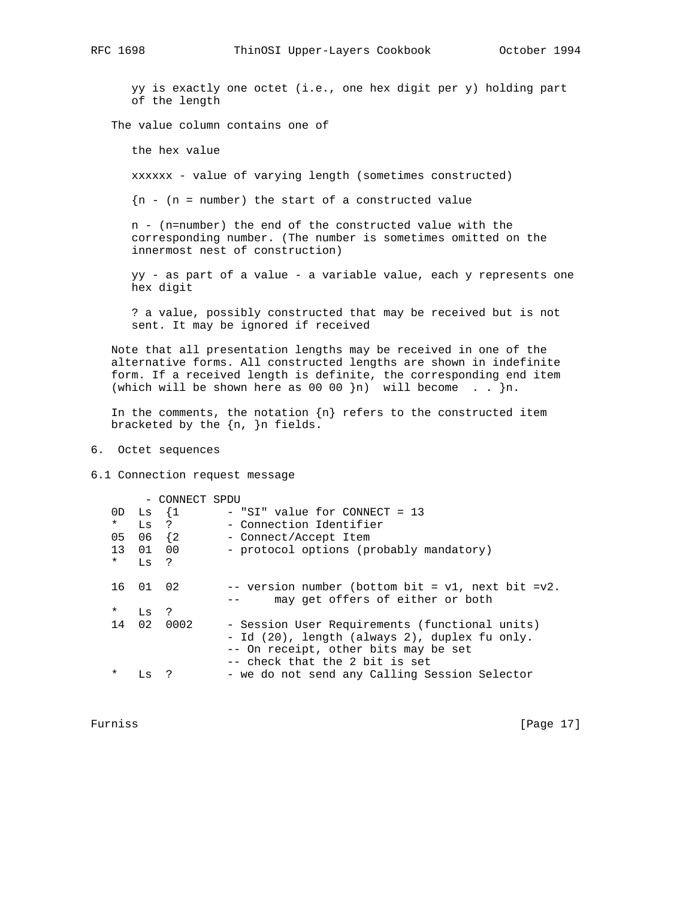yy is exactly one octet (i.e., one hex digit per y) holding part of the length

The value column contains one of

the hex value

xxxxxx - value of varying length (sometimes constructed)

{n - (n = number) the start of a constructed value

n - (n=number) the end of the constructed value with the corresponding number. (The number is sometimes omitted on the innermost nest of construction)

yy - as part of a value - a variable value, each y represents one hex digit

? a value, possibly constructed that may be received but is not sent. It may be ignored if received

Note that all presentation lengths may be received in one of the alternative forms. All constructed lengths are shown in indefinite form. If a received length is definite, the corresponding end item (which will be shown here as 00 00 }n) will become . . }n.

In the comments, the notation {n} refers to the constructed item bracketed by the {n, }n fields.

## 6. Octet sequences

### 6.1 Connection request message

```
        - CONNECT SPDU
0D  Ls  {1       - "SI" value for CONNECT = 13
*   Ls  ?        - Connection Identifier
05  06  {2       - Connect/Accept Item
13  01  00       - protocol options (probably mandatory)
*   Ls  ?

16  01  02       -- version number (bottom bit = v1, next bit =v2.
                 --     may get offers of either or both
*   Ls  ?
14  02  0002     - Session User Requirements (functional units)
                 - Id (20), length (always 2), duplex fu only.
                 -- On receipt, other bits may be set
                 -- check that the 2 bit is set
*   Ls  ?        - we do not send any Calling Session Selector
```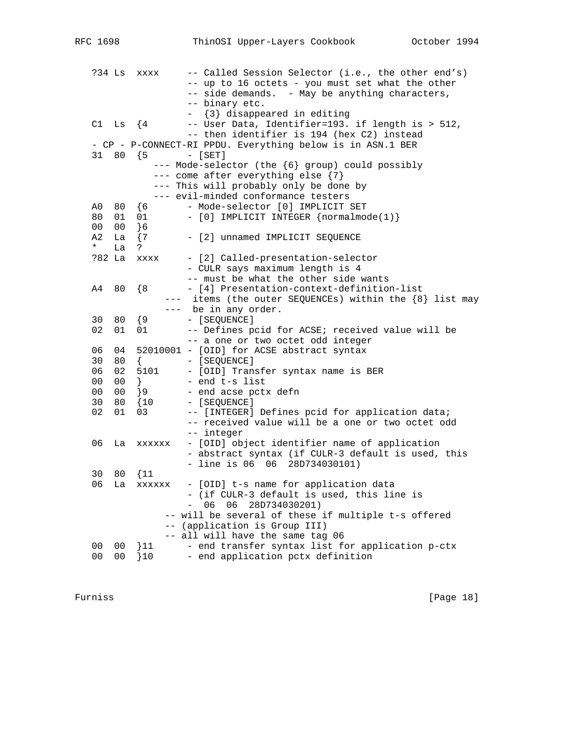```
   ?34 Ls  xxxx     -- Called Session Selector (i.e., the other end's)
                    -- up to 16 octets - you must set what the other
                    -- side demands.  - May be anything characters,
                    -- binary etc.
                    -  {3} disappeared in editing
   C1  Ls  {4       -- User Data, Identifier=193. if length is > 512,
                    -- then identifier is 194 (hex C2) instead
   - CP - P-CONNECT-RI PPDU. Everything below is in ASN.1 BER
   31  80  {5       - [SET]
              --- Mode-selector (the {6} group) could possibly
              --- come after everything else {7}
              --- This will probably only be done by
              --- evil-minded conformance testers
   A0  80  {6       - Mode-selector [0] IMPLICIT SET
   80  01  01       - [0] IMPLICIT INTEGER {normalmode(1)}
   00  00  }6
   A2  La  {7       - [2] unnamed IMPLICIT SEQUENCE
   *   La  ?
   ?82 La  xxxx     - [2] Called-presentation-selector
                    - CULR says maximum length is 4
                    -- must be what the other side wants
   A4  80  {8       - [4] Presentation-context-definition-list
                --- items (the outer SEQUENCEs) within the {8} list may
                --- be in any order.
   30  80  {9       - [SEQUENCE]
   02  01  01       -- Defines pcid for ACSE; received value will be
                    -- a one or two octet odd integer
   06  04  52010001 - [OID] for ACSE abstract syntax
   30  80  {        - [SEQUENCE]
   06  02  5101     - [OID] Transfer syntax name is BER
   00  00  }        - end t-s list
   00  00  }9       - end acse pctx defn
   30  80  {10      - [SEQUENCE]
   02  01  03       -- [INTEGER] Defines pcid for application data;
                    -- received value will be a one or two octet odd
                    -- integer
   06  La  xxxxxx   - [OID] object identifier name of application
                    - abstract syntax (if CULR-3 default is used, this
                    - line is 06  06  28D734030101)
   30  80  {11
   06  La  xxxxxx   - [OID] t-s name for application data
                    - (if CULR-3 default is used, this line is
                    -  06  06  28D734030201)
                 -- will be several of these if multiple t-s offered
                 -- (application is Group III)
                 -- all will have the same tag 06
   00  00  }11      - end transfer syntax list for application p-ctx
   00  00  }10      - end application pctx definition
```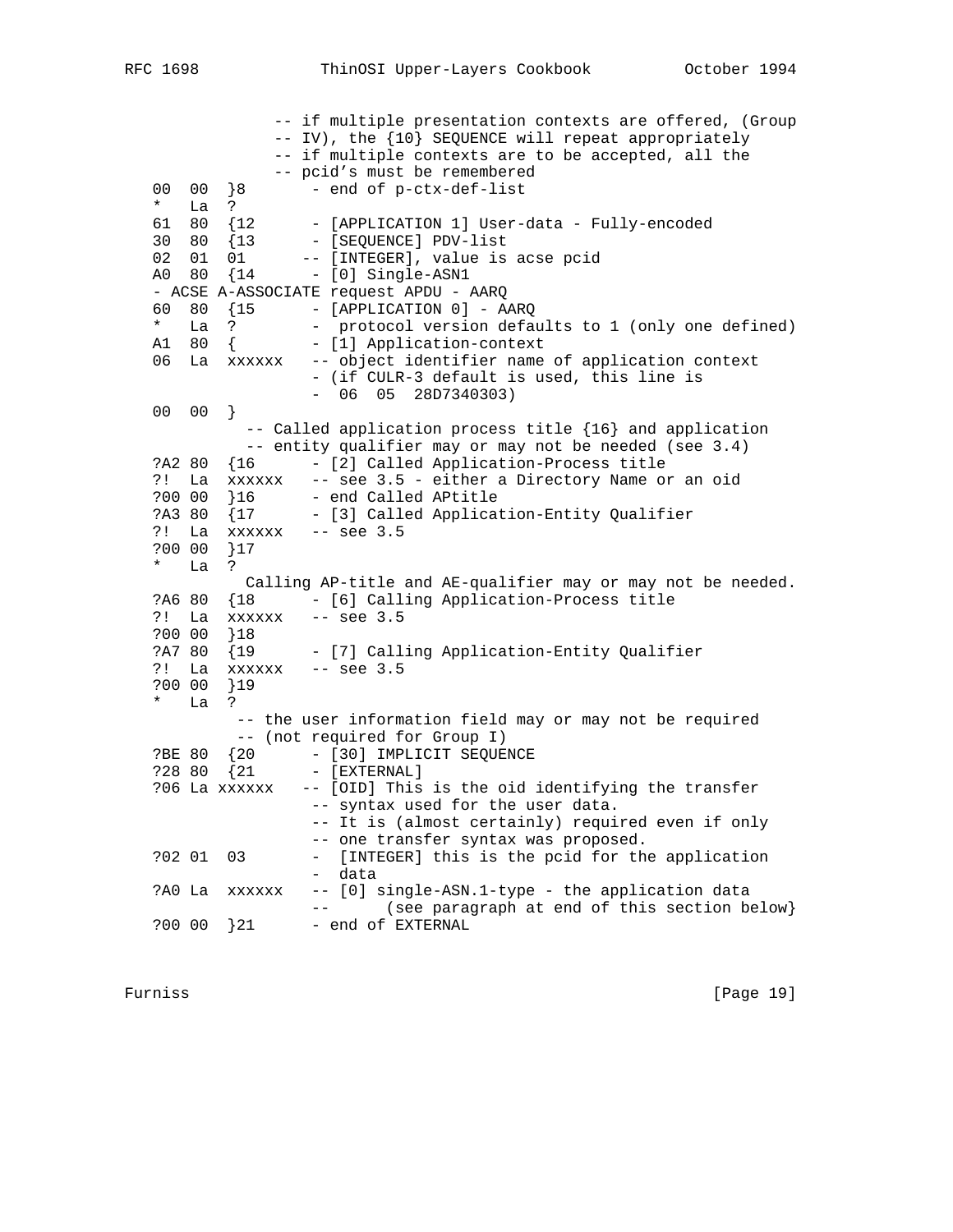```
                 -- if multiple presentation contexts are offered, (Group
                 -- IV), the {10} SEQUENCE will repeat appropriately
                 -- if multiple contexts are to be accepted, all the
                 -- pcid's must be remembered
   00  00  }8       - end of p-ctx-def-list
   *   La  ?
   61  80  {12      - [APPLICATION 1] User-data - Fully-encoded
   30  80  {13      - [SEQUENCE] PDV-list
   02  01  01      -- [INTEGER], value is acse pcid
   A0  80  {14      - [0] Single-ASN1
   - ACSE A-ASSOCIATE request APDU - AARQ
   60  80  {15      - [APPLICATION 0] - AARQ
   *   La  ?        -  protocol version defaults to 1 (only one defined)
   A1  80  {        - [1] Application-context
   06  La  xxxxxx   -- object identifier name of application context
                    - (if CULR-3 default is used, this line is
                    -  06  05  28D7340303)
   00  00  }
            -- Called application process title {16} and application
            -- entity qualifier may or may not be needed (see 3.4)
   ?A2 80  {16      - [2] Called Application-Process title
   ?!  La  xxxxxx   -- see 3.5 - either a Directory Name or an oid
   ?00 00  }16      - end Called APtitle
   ?A3 80  {17      - [3] Called Application-Entity Qualifier
   ?!  La  xxxxxx   -- see 3.5
   ?00 00  }17
   *   La  ?
            Calling AP-title and AE-qualifier may or may not be needed.
   ?A6 80  {18      - [6] Calling Application-Process title
   ?!  La  xxxxxx   -- see 3.5
   ?00 00  }18
   ?A7 80  {19      - [7] Calling Application-Entity Qualifier
   ?!  La  xxxxxx   -- see 3.5
   ?00 00  }19
   *   La  ?
           -- the user information field may or may not be required
           -- (not required for Group I)
   ?BE 80  {20      - [30] IMPLICIT SEQUENCE
   ?28 80  {21      - [EXTERNAL]
   ?06 La xxxxxx   -- [OID] This is the oid identifying the transfer
                    -- syntax used for the user data.
                    -- It is (almost certainly) required even if only
                    -- one transfer syntax was proposed.
   ?02 01  03       -  [INTEGER] this is the pcid for the application
                    -  data
   ?A0 La  xxxxxx   -- [0] single-ASN.1-type - the application data
                    --       (see paragraph at end of this section below}
   ?00 00  }21      - end of EXTERNAL
```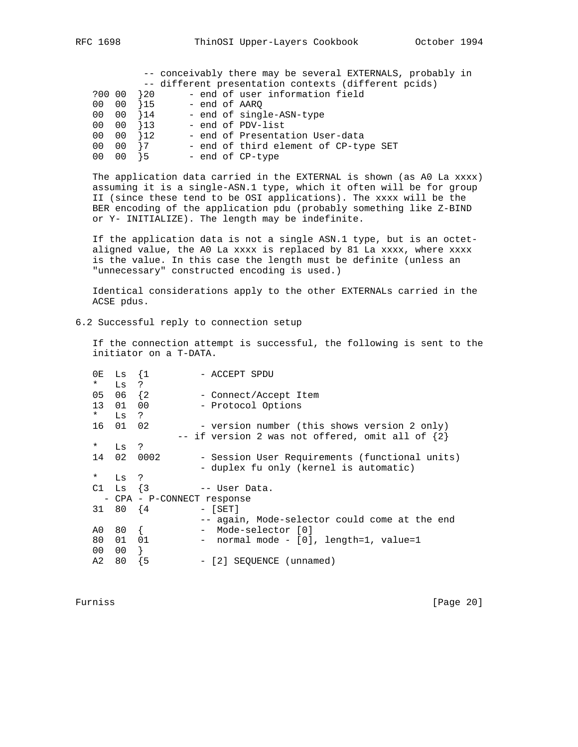```
          -- conceivably there may be several EXTERNALS, probably in
          -- different presentation contexts (different pcids)
?00 00  }20      - end of user information field
00  00  }15      - end of AARQ
00  00  }14      - end of single-ASN-type
00  00  }13      - end of PDV-list
00  00  }12      - end of Presentation User-data
00  00  }7       - end of third element of CP-type SET
00  00  }5       - end of CP-type
```

The application data carried in the EXTERNAL is shown (as A0 La xxxx) assuming it is a single-ASN.1 type, which it often will be for group II (since these tend to be OSI applications). The xxxx will be the BER encoding of the application pdu (probably something like Z-BIND or Y- INITIALIZE). The length may be indefinite.

If the application data is not a single ASN.1 type, but is an octet-aligned value, the A0 La xxxx is replaced by 81 La xxxx, where xxxx is the value. In this case the length must be definite (unless an "unnecessary" constructed encoding is used.)

Identical considerations apply to the other EXTERNALs carried in the ACSE pdus.

## 6.2 Successful reply to connection setup

If the connection attempt is successful, the following is sent to the initiator on a T-DATA.

```
0E  Ls  {1         - ACCEPT SPDU
*   Ls  ?
05  06  {2         - Connect/Accept Item
13  01  00         - Protocol Options
*   Ls  ?
16  01  02          - version number (this shows version 2 only)
                -- if version 2 was not offered, omit all of {2}
*   Ls  ?
14  02  0002       - Session User Requirements (functional units)
                   - duplex fu only (kernel is automatic)
*   Ls  ?
C1  Ls  {3         -- User Data.
  - CPA - P-CONNECT response
31  80  {4         - [SET]
                   -- again, Mode-selector could come at the end
A0  80  {          -  Mode-selector [0]
80  01  01         -  normal mode - [0], length=1, value=1
00  00  }
A2  80  {5         - [2] SEQUENCE (unnamed)
```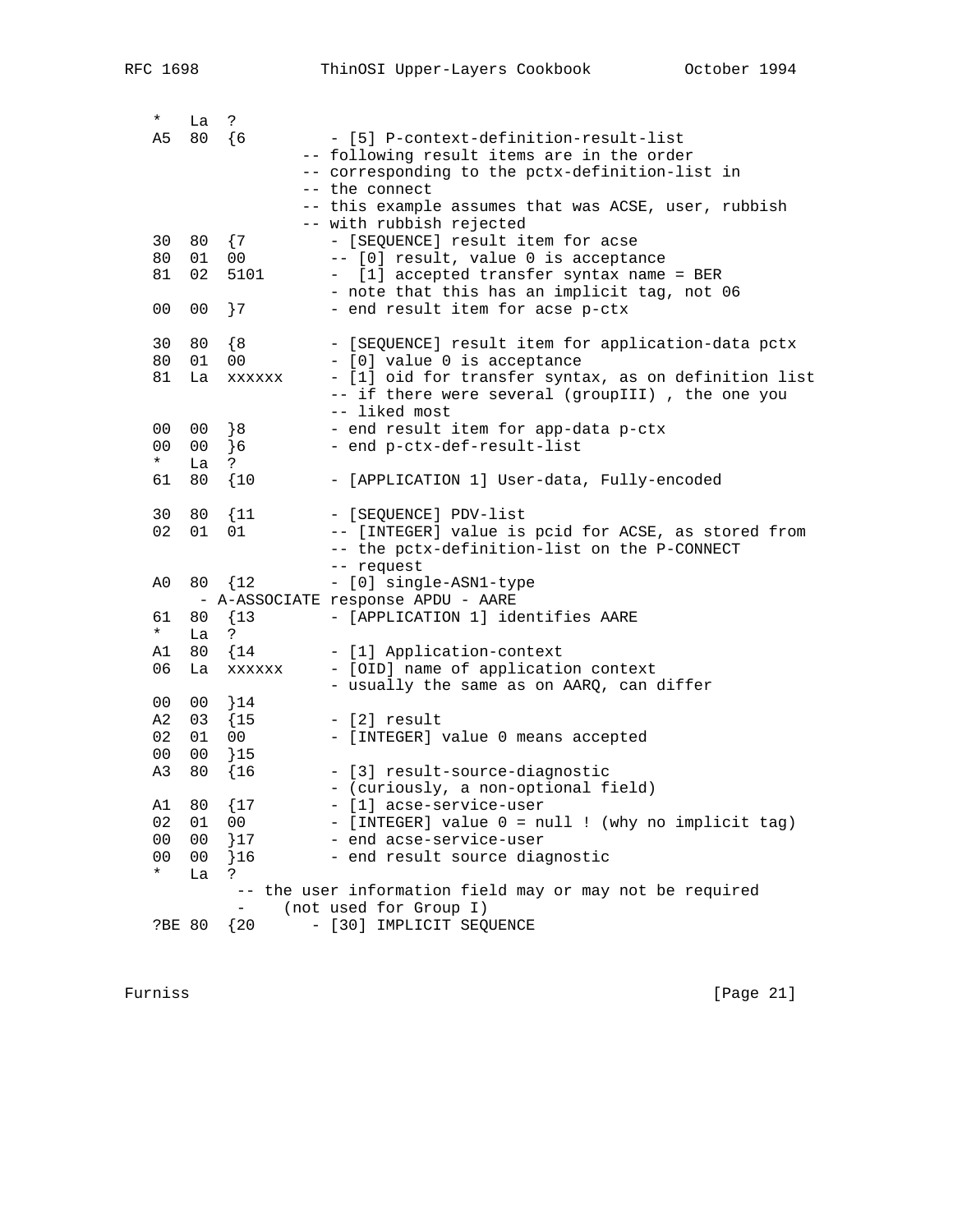```
   *   La  ?
   A5  80  {6          - [5] P-context-definition-result-list
                   -- following result items are in the order
                   -- corresponding to the pctx-definition-list in
                   -- the connect
                   -- this example assumes that was ACSE, user, rubbish
                   -- with rubbish rejected
   30  80  {7          - [SEQUENCE] result item for acse
   80  01  00          -- [0] result, value 0 is acceptance
   81  02  5101        -  [1] accepted transfer syntax name = BER
                       - note that this has an implicit tag, not 06
   00  00  }7          - end result item for acse p-ctx

   30  80  {8          - [SEQUENCE] result item for application-data pctx
   80  01  00          - [0] value 0 is acceptance
   81  La  xxxxxx      - [1] oid for transfer syntax, as on definition list
                       -- if there were several (groupIII) , the one you
                       -- liked most
   00  00  }8          - end result item for app-data p-ctx
   00  00  }6          - end p-ctx-def-result-list
   *   La  ?
   61  80  {10         - [APPLICATION 1] User-data, Fully-encoded

   30  80  {11         - [SEQUENCE] PDV-list
   02  01  01          -- [INTEGER] value is pcid for ACSE, as stored from
                       -- the pctx-definition-list on the P-CONNECT
                       -- request
   A0  80  {12         - [0] single-ASN1-type
        - A-ASSOCIATE response APDU - AARE
   61  80  {13         - [APPLICATION 1] identifies AARE
   *   La  ?
   A1  80  {14         - [1] Application-context
   06  La  xxxxxx      - [OID] name of application context
                       - usually the same as on AARQ, can differ
   00  00  }14
   A2  03  {15         - [2] result
   02  01  00          - [INTEGER] value 0 means accepted
   00  00  }15
   A3  80  {16         - [3] result-source-diagnostic
                       - (curiously, a non-optional field)
   A1  80  {17         - [1] acse-service-user
   02  01  00          - [INTEGER] value 0 = null ! (why no implicit tag)
   00  00  }17         - end acse-service-user
   00  00  }16         - end result source diagnostic
   *   La  ?
           -- the user information field may or may not be required
           -    (not used for Group I)
   ?BE 80  {20      - [30] IMPLICIT SEQUENCE
```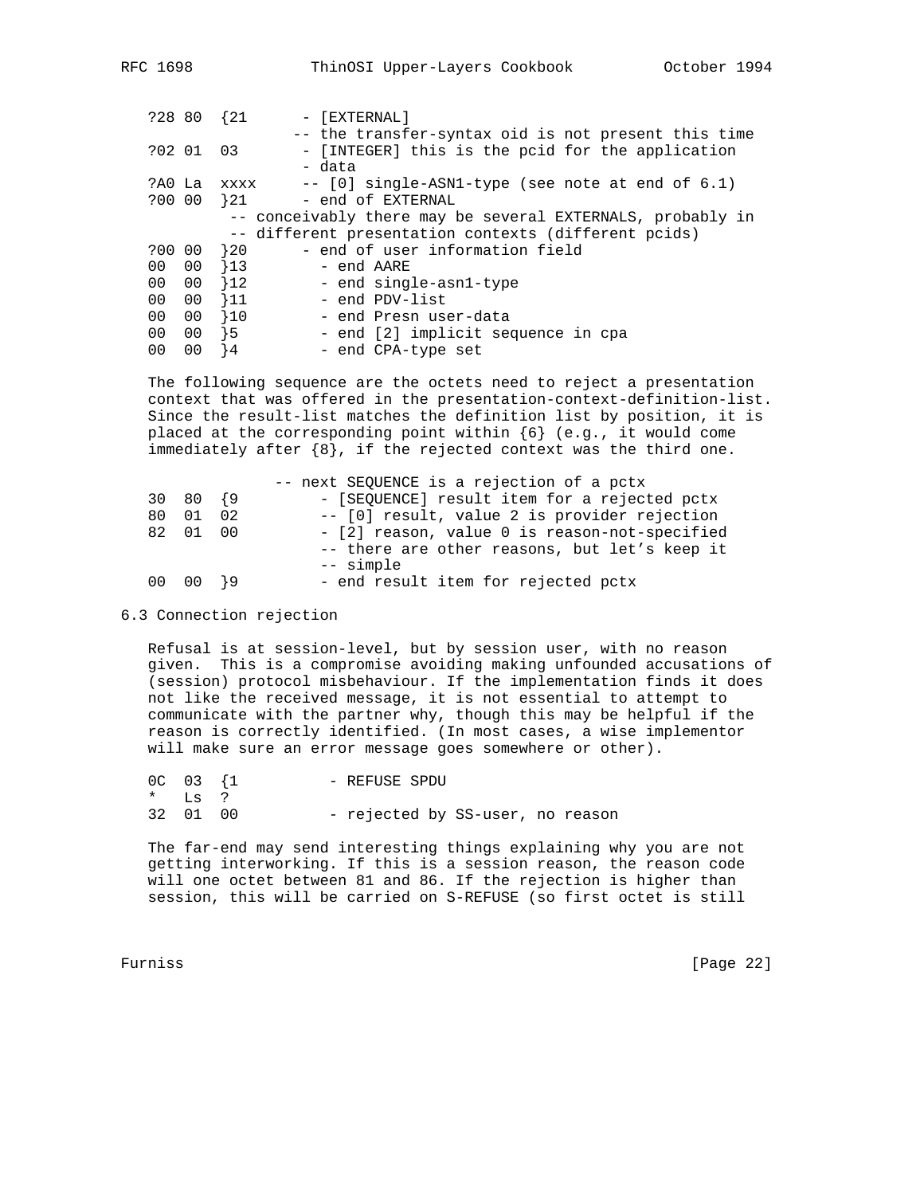```
?28 80  {21      - [EXTERNAL]
                -- the transfer-syntax oid is not present this time
?02 01  03       - [INTEGER] this is the pcid for the application
                 - data
?A0 La  xxxx     -- [0] single-ASN1-type (see note at end of 6.1)
?00 00  }21      - end of EXTERNAL
         -- conceivably there may be several EXTERNALS, probably in
         -- different presentation contexts (different pcids)
?00 00  }20      - end of user information field
00  00  }13        - end AARE
00  00  }12        - end single-asn1-type
00  00  }11        - end PDV-list
00  00  }10        - end Presn user-data
00  00  }5         - end [2] implicit sequence in cpa
00  00  }4         - end CPA-type set
```

The following sequence are the octets need to reject a presentation context that was offered in the presentation-context-definition-list. Since the result-list matches the definition list by position, it is placed at the corresponding point within {6} (e.g., it would come immediately after {8}, if the rejected context was the third one.

```
               -- next SEQUENCE is a rejection of a pctx
30  80  {9          - [SEQUENCE] result item for a rejected pctx
80  01  02          -- [0] result, value 2 is provider rejection
82  01  00          - [2] reason, value 0 is reason-not-specified
                    -- there are other reasons, but let's keep it
                    -- simple
00  00  }9          - end result item for rejected pctx
```

6.3 Connection rejection

Refusal is at session-level, but by session user, with no reason given. This is a compromise avoiding making unfounded accusations of (session) protocol misbehaviour. If the implementation finds it does not like the received message, it is not essential to attempt to communicate with the partner why, though this may be helpful if the reason is correctly identified. (In most cases, a wise implementor will make sure an error message goes somewhere or other).

```
0C  03  {1          - REFUSE SPDU
*   Ls  ?
32  01  00          - rejected by SS-user, no reason
```

The far-end may send interesting things explaining why you are not getting interworking. If this is a session reason, the reason code will one octet between 81 and 86. If the rejection is higher than session, this will be carried on S-REFUSE (so first octet is still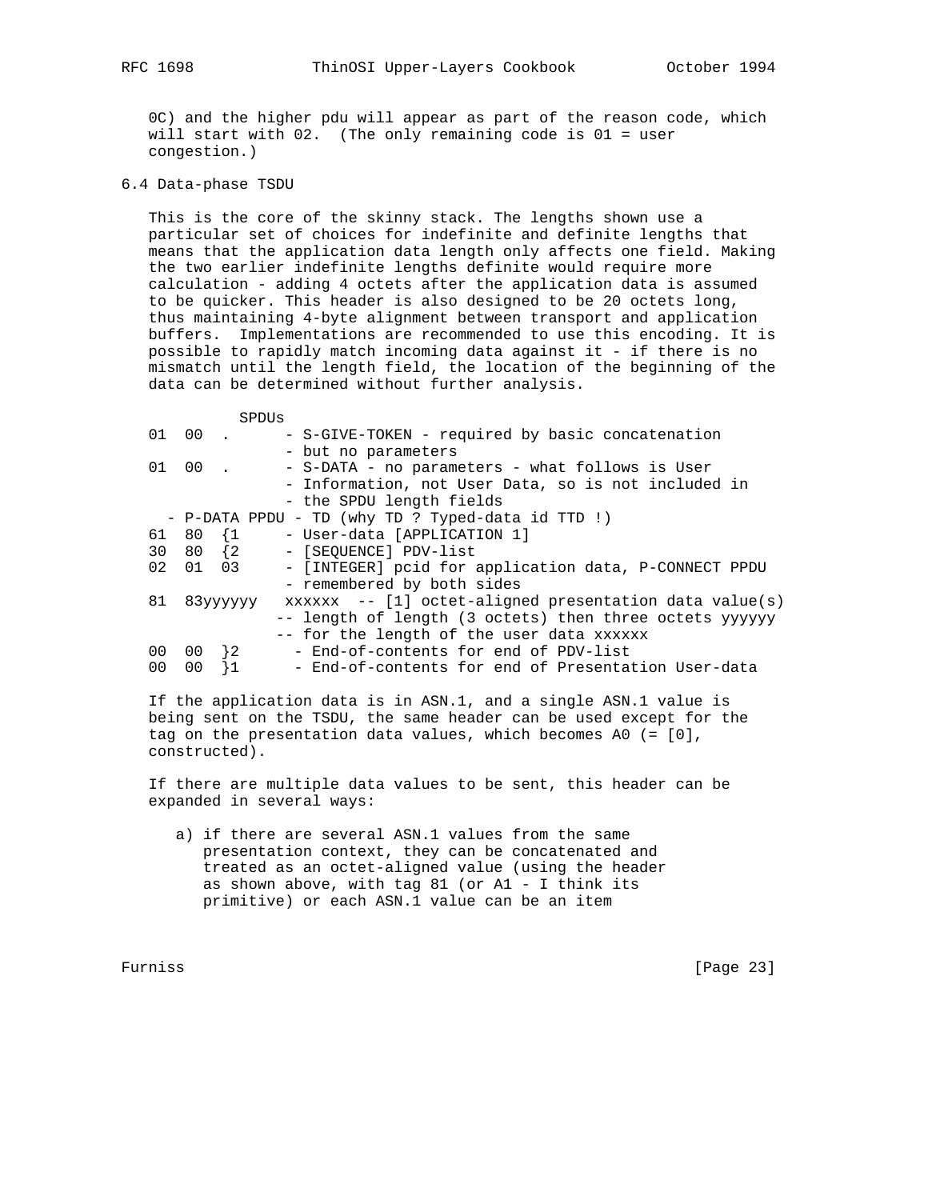0C) and the higher pdu will appear as part of the reason code, which will start with 02. (The only remaining code is 01 = user congestion.)

## 6.4 Data-phase TSDU

This is the core of the skinny stack. The lengths shown use a particular set of choices for indefinite and definite lengths that means that the application data length only affects one field. Making the two earlier indefinite lengths definite would require more calculation - adding 4 octets after the application data is assumed to be quicker. This header is also designed to be 20 octets long, thus maintaining 4-byte alignment between transport and application buffers. Implementations are recommended to use this encoding. It is possible to rapidly match incoming data against it - if there is no mismatch until the length field, the location of the beginning of the data can be determined without further analysis.

```
          SPDUs
01  00  .      - S-GIVE-TOKEN - required by basic concatenation
               - but no parameters
01  00  .      - S-DATA - no parameters - what follows is User
               - Information, not User Data, so is not included in
               - the SPDU length fields
  - P-DATA PPDU - TD (why TD ? Typed-data id TTD !)
61  80  {1     - User-data [APPLICATION 1]
30  80  {2     - [SEQUENCE] PDV-list
02  01  03     - [INTEGER] pcid for application data, P-CONNECT PPDU
               - remembered by both sides
81  83yyyyyy   xxxxxx  -- [1] octet-aligned presentation data value(s)
              -- length of length (3 octets) then three octets yyyyyy
              -- for the length of the user data xxxxxx
00  00  }2      - End-of-contents for end of PDV-list
00  00  }1      - End-of-contents for end of Presentation User-data
```

If the application data is in ASN.1, and a single ASN.1 value is being sent on the TSDU, the same header can be used except for the tag on the presentation data values, which becomes A0 (= [0], constructed).

If there are multiple data values to be sent, this header can be expanded in several ways:

a) if there are several ASN.1 values from the same presentation context, they can be concatenated and treated as an octet-aligned value (using the header as shown above, with tag 81 (or A1 - I think its primitive) or each ASN.1 value can be an item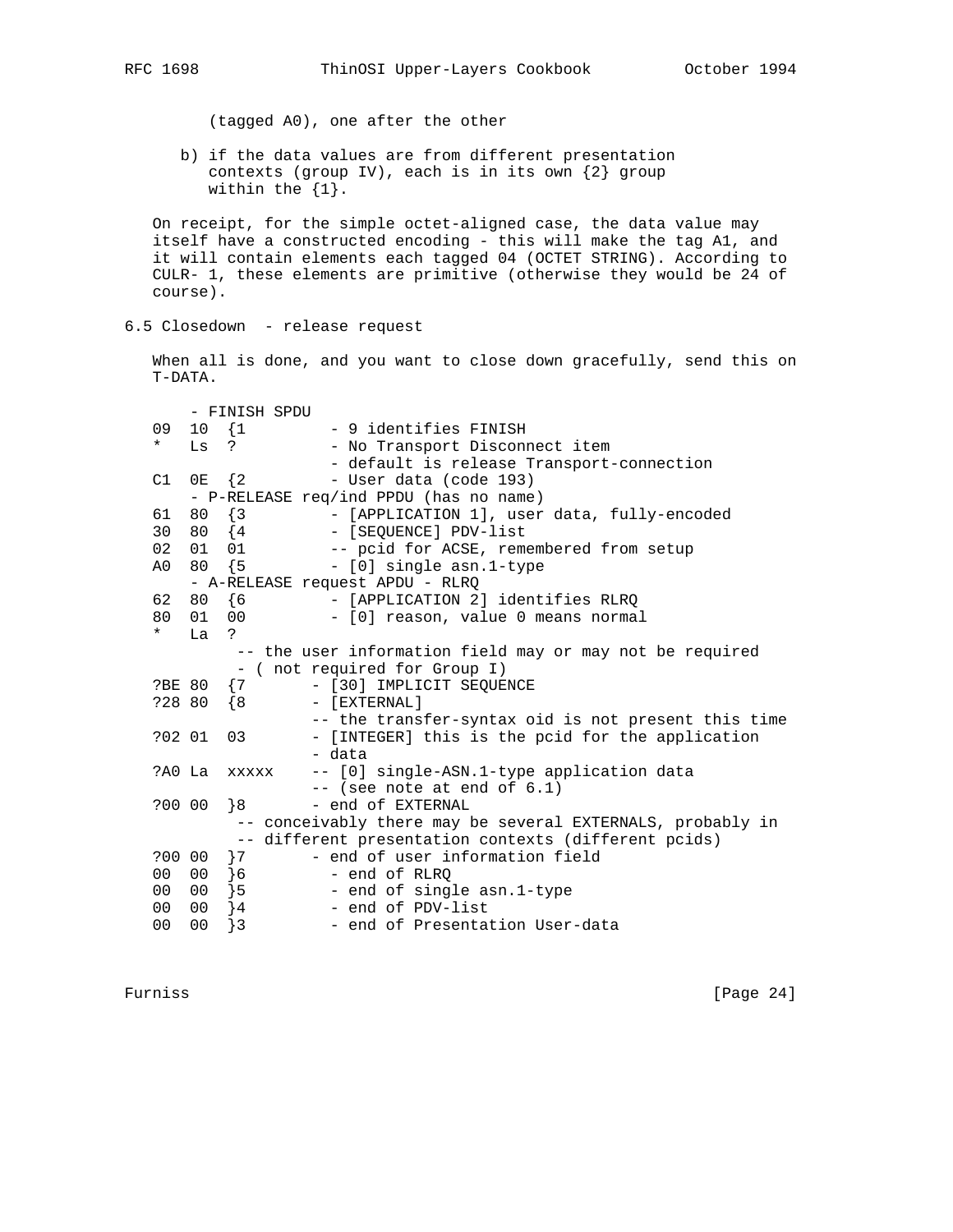(tagged A0), one after the other

b) if the data values are from different presentation contexts (group IV), each is in its own {2} group within the {1}.

On receipt, for the simple octet-aligned case, the data value may itself have a constructed encoding - this will make the tag A1, and it will contain elements each tagged 04 (OCTET STRING). According to CULR- 1, these elements are primitive (otherwise they would be 24 of course).

## 6.5 Closedown - release request

When all is done, and you want to close down gracefully, send this on T-DATA.

```
      - FINISH SPDU
 09  10  {1          - 9 identifies FINISH
 *   Ls  ?           - No Transport Disconnect item
                     - default is release Transport-connection
 C1  0E  {2          - User data (code 193)
     - P-RELEASE req/ind PPDU (has no name)
 61  80  {3          - [APPLICATION 1], user data, fully-encoded
 30  80  {4          - [SEQUENCE] PDV-list
 02  01  01          -- pcid for ACSE, remembered from setup
 A0  80  {5          - [0] single asn.1-type
     - A-RELEASE request APDU - RLRQ
 62  80  {6          - [APPLICATION 2] identifies RLRQ
 80  01  00          - [0] reason, value 0 means normal
 *   La  ?
          -- the user information field may or may not be required
          - ( not required for Group I)
 ?BE 80  {7        - [30] IMPLICIT SEQUENCE
 ?28 80  {8        - [EXTERNAL]
                   -- the transfer-syntax oid is not present this time
 ?02 01  03        - [INTEGER] this is the pcid for the application
                   - data
 ?A0 La  xxxxx     -- [0] single-ASN.1-type application data
                   -- (see note at end of 6.1)
 ?00 00  }8        - end of EXTERNAL
          -- conceivably there may be several EXTERNALS, probably in
          -- different presentation contexts (different pcids)
 ?00 00  }7        - end of user information field
 00  00  }6          - end of RLRQ
 00  00  }5          - end of single asn.1-type
 00  00  }4          - end of PDV-list
 00  00  }3          - end of Presentation User-data
```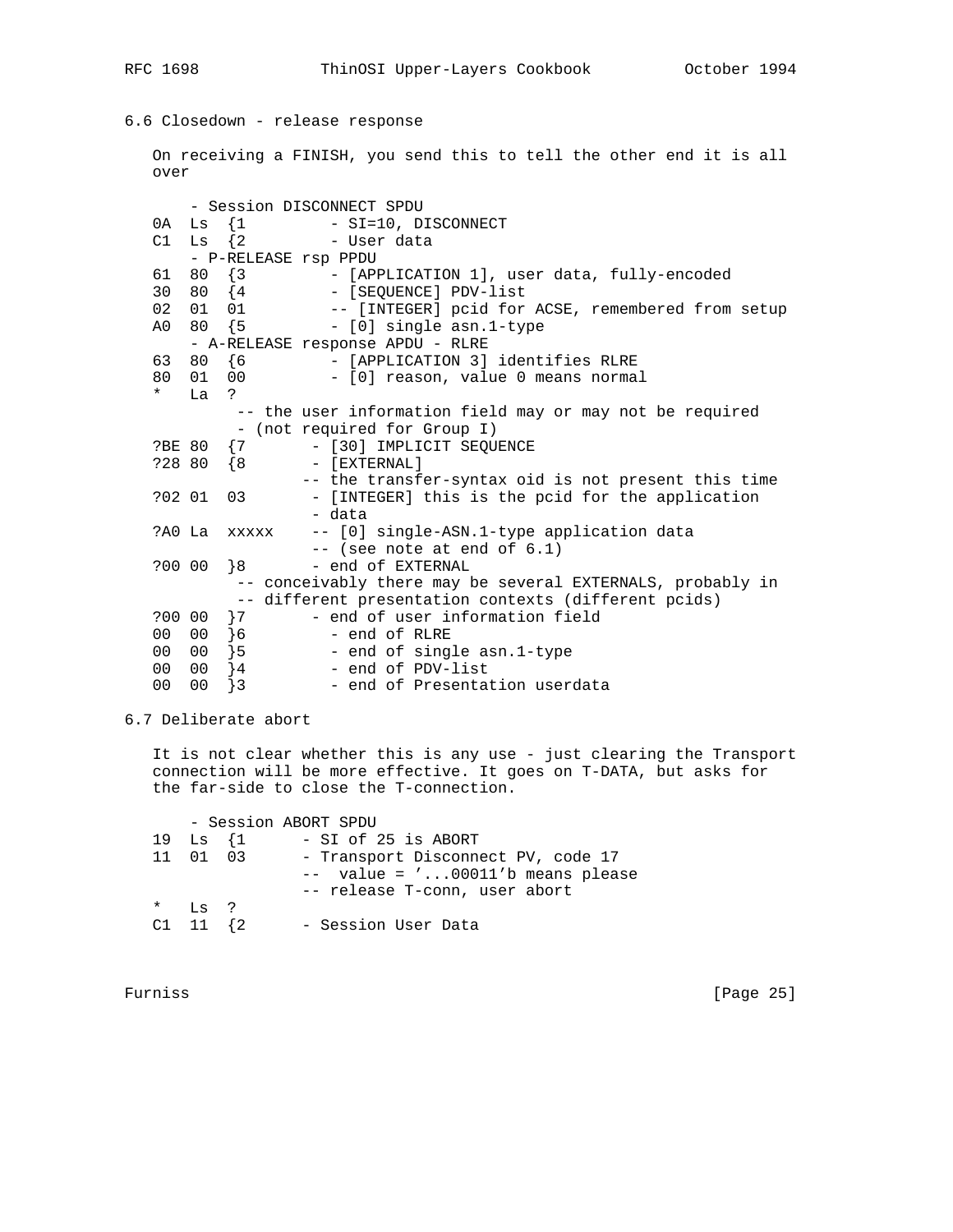## 6.6 Closedown - release response

On receiving a FINISH, you send this to tell the other end it is all over

```
     - Session DISCONNECT SPDU
0A  Ls  {1         - SI=10, DISCONNECT
C1  Ls  {2         - User data
     - P-RELEASE rsp PPDU
61  80  {3         - [APPLICATION 1], user data, fully-encoded
30  80  {4         - [SEQUENCE] PDV-list
02  01  01         -- [INTEGER] pcid for ACSE, remembered from setup
A0  80  {5         - [0] single asn.1-type
     - A-RELEASE response APDU - RLRE
63  80  {6         - [APPLICATION 3] identifies RLRE
80  01  00         - [0] reason, value 0 means normal
*   La  ?
          -- the user information field may or may not be required
          - (not required for Group I)
?BE 80  {7       - [30] IMPLICIT SEQUENCE
?28 80  {8       - [EXTERNAL]
                -- the transfer-syntax oid is not present this time
?02 01  03       - [INTEGER] this is the pcid for the application
                 - data
?A0 La  xxxxx    -- [0] single-ASN.1-type application data
                 -- (see note at end of 6.1)
?00 00  }8       - end of EXTERNAL
          -- conceivably there may be several EXTERNALs, probably in
          -- different presentation contexts (different pcids)
?00 00  }7       - end of user information field
00  00  }6         - end of RLRE
00  00  }5         - end of single asn.1-type
00  00  }4         - end of PDV-list
00  00  }3         - end of Presentation userdata
```

## 6.7 Deliberate abort

It is not clear whether this is any use - just clearing the Transport connection will be more effective. It goes on T-DATA, but asks for the far-side to close the T-connection.

```
     - Session ABORT SPDU
19  Ls  {1      - SI of 25 is ABORT
11  01  03      - Transport Disconnect PV, code 17
                --  value = '...00011'b means please
                -- release T-conn, user abort
*   Ls  ?
C1  11  {2      - Session User Data
```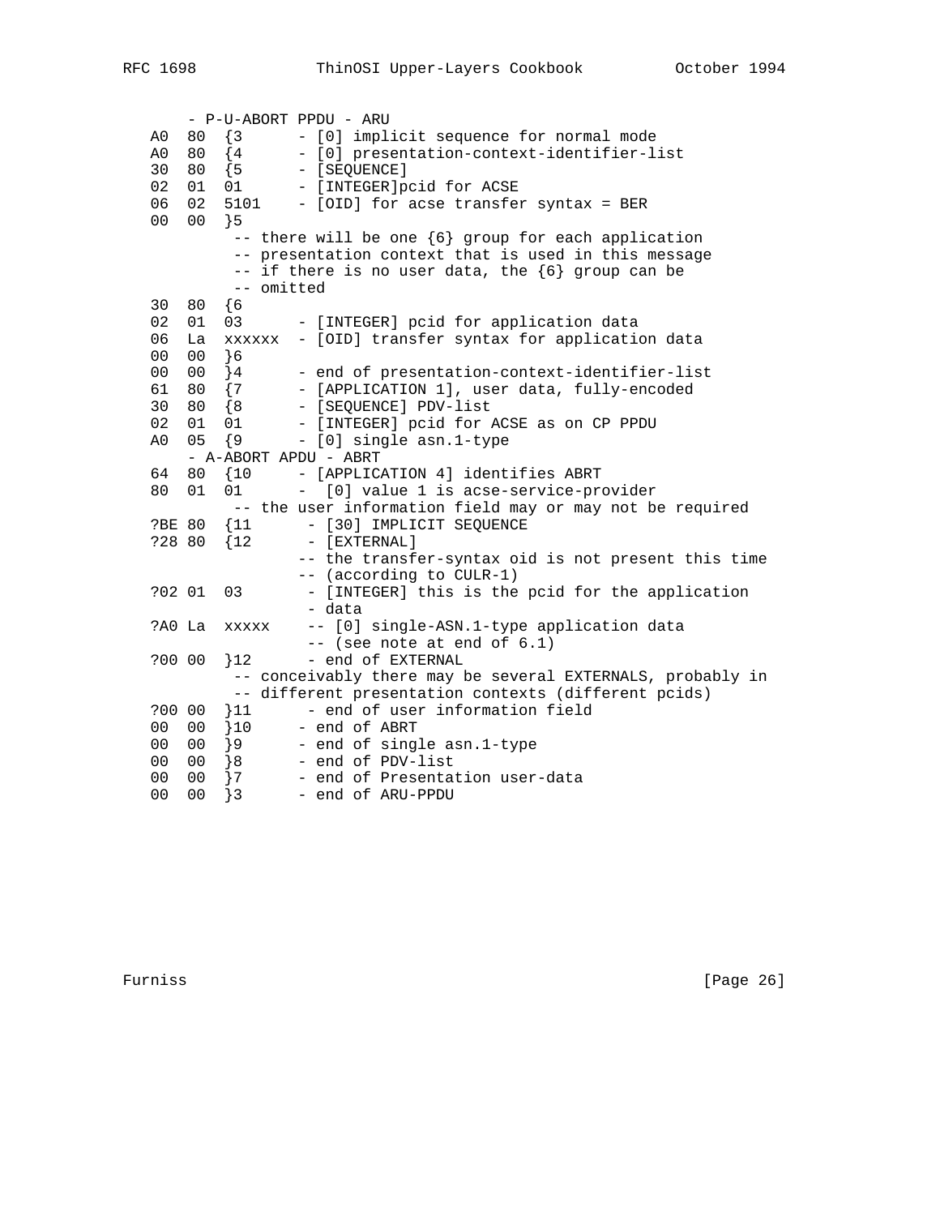```
     - P-U-ABORT PPDU - ARU
  A0  80  {3      - [0] implicit sequence for normal mode
  A0  80  {4      - [0] presentation-context-identifier-list
  30  80  {5      - [SEQUENCE]
  02  01  01      - [INTEGER]pcid for ACSE
  06  02  5101    - [OID] for acse transfer syntax = BER
  00  00  }5
          -- there will be one {6} group for each application
          -- presentation context that is used in this message
          -- if there is no user data, the {6} group can be
          -- omitted
  30  80  {6
  02  01  03      - [INTEGER] pcid for application data
  06  La  xxxxxx  - [OID] transfer syntax for application data
  00  00  }6
  00  00  }4      - end of presentation-context-identifier-list
  61  80  {7      - [APPLICATION 1], user data, fully-encoded
  30  80  {8      - [SEQUENCE] PDV-list
  02  01  01      - [INTEGER] pcid for ACSE as on CP PPDU
  A0  05  {9      - [0] single asn.1-type
     - A-ABORT APDU - ABRT
  64  80  {10     - [APPLICATION 4] identifies ABRT
  80  01  01      -  [0] value 1 is acse-service-provider
          -- the user information field may or may not be required
  ?BE 80  {11      - [30] IMPLICIT SEQUENCE
  ?28 80  {12      - [EXTERNAL]
                -- the transfer-syntax oid is not present this time
                -- (according to CULR-1)
  ?02 01  03       - [INTEGER] this is the pcid for the application
                   - data
  ?A0 La  xxxxx    -- [0] single-ASN.1-type application data
                   -- (see note at end of 6.1)
  ?00 00  }12      - end of EXTERNAL
          -- conceivably there may be several EXTERNALS, probably in
          -- different presentation contexts (different pcids)
  ?00 00  }11      - end of user information field
  00  00  }10     - end of ABRT
  00  00  }9      - end of single asn.1-type
  00  00  }8      - end of PDV-list
  00  00  }7      - end of Presentation user-data
  00  00  }3      - end of ARU-PPDU
```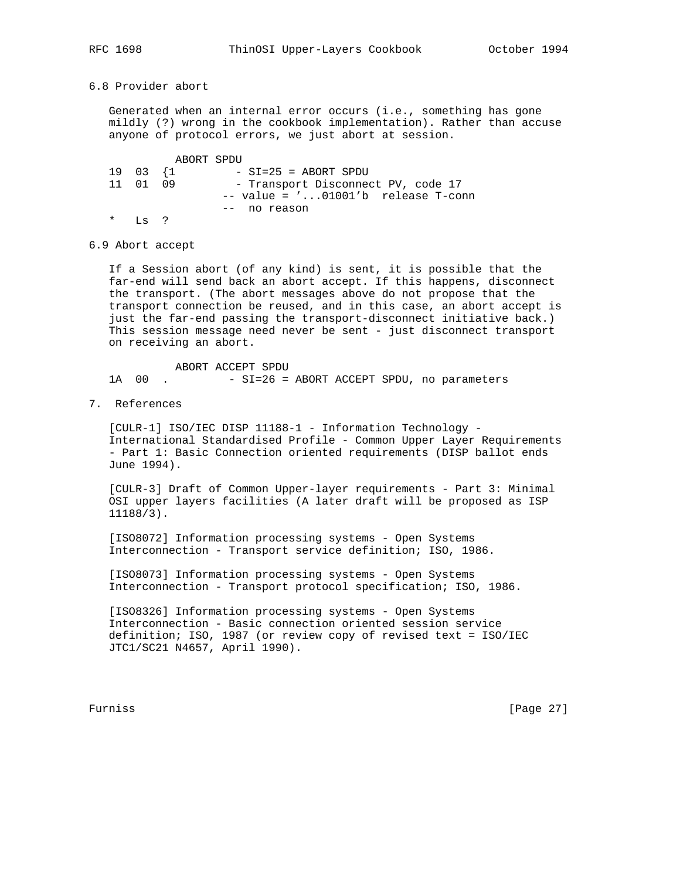## 6.8 Provider abort

Generated when an internal error occurs (i.e., something has gone mildly (?) wrong in the cookbook implementation). Rather than accuse anyone of protocol errors, we just abort at session.

```
          ABORT SPDU
19  03  {1         - SI=25 = ABORT SPDU
11  01  09         - Transport Disconnect PV, code 17
                -- value = '...01001'b  release T-conn
                --  no reason
*   Ls  ?
```

## 6.9 Abort accept

If a Session abort (of any kind) is sent, it is possible that the far-end will send back an abort accept. If this happens, disconnect the transport. (The abort messages above do not propose that the transport connection be reused, and in this case, an abort accept is just the far-end passing the transport-disconnect initiative back.) This session message need never be sent - just disconnect transport on receiving an abort.

```
          ABORT ACCEPT SPDU
1A  00  .         - SI=26 = ABORT ACCEPT SPDU, no parameters
```

# 7. References

[CULR-1] ISO/IEC DISP 11188-1 - Information Technology - International Standardised Profile - Common Upper Layer Requirements - Part 1: Basic Connection oriented requirements (DISP ballot ends June 1994).

[CULR-3] Draft of Common Upper-layer requirements - Part 3: Minimal OSI upper layers facilities (A later draft will be proposed as ISP 11188/3).

[ISO8072] Information processing systems - Open Systems Interconnection - Transport service definition; ISO, 1986.

[ISO8073] Information processing systems - Open Systems Interconnection - Transport protocol specification; ISO, 1986.

[ISO8326] Information processing systems - Open Systems Interconnection - Basic connection oriented session service definition; ISO, 1987 (or review copy of revised text = ISO/IEC JTC1/SC21 N4657, April 1990).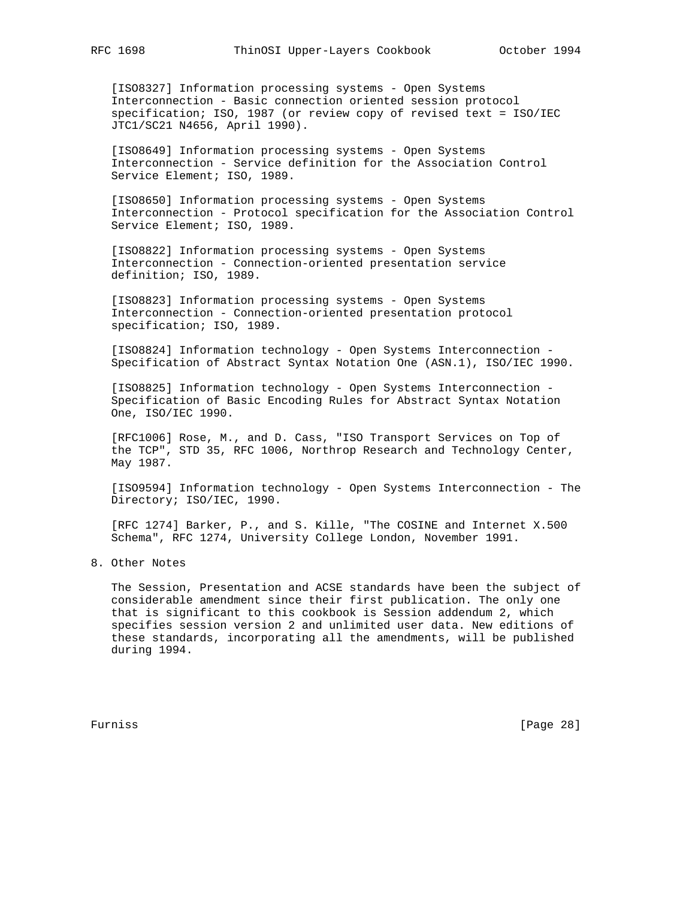[ISO8327] Information processing systems - Open Systems Interconnection - Basic connection oriented session protocol specification; ISO, 1987 (or review copy of revised text = ISO/IEC JTC1/SC21 N4656, April 1990).

[ISO8649] Information processing systems - Open Systems Interconnection - Service definition for the Association Control Service Element; ISO, 1989.

[ISO8650] Information processing systems - Open Systems Interconnection - Protocol specification for the Association Control Service Element; ISO, 1989.

[ISO8822] Information processing systems - Open Systems Interconnection - Connection-oriented presentation service definition; ISO, 1989.

[ISO8823] Information processing systems - Open Systems Interconnection - Connection-oriented presentation protocol specification; ISO, 1989.

[ISO8824] Information technology - Open Systems Interconnection - Specification of Abstract Syntax Notation One (ASN.1), ISO/IEC 1990.

[ISO8825] Information technology - Open Systems Interconnection - Specification of Basic Encoding Rules for Abstract Syntax Notation One, ISO/IEC 1990.

[RFC1006] Rose, M., and D. Cass, "ISO Transport Services on Top of the TCP", STD 35, RFC 1006, Northrop Research and Technology Center, May 1987.

[ISO9594] Information technology - Open Systems Interconnection - The Directory; ISO/IEC, 1990.

[RFC 1274] Barker, P., and S. Kille, "The COSINE and Internet X.500 Schema", RFC 1274, University College London, November 1991.

## 8. Other Notes

The Session, Presentation and ACSE standards have been the subject of considerable amendment since their first publication. The only one that is significant to this cookbook is Session addendum 2, which specifies session version 2 and unlimited user data. New editions of these standards, incorporating all the amendments, will be published during 1994.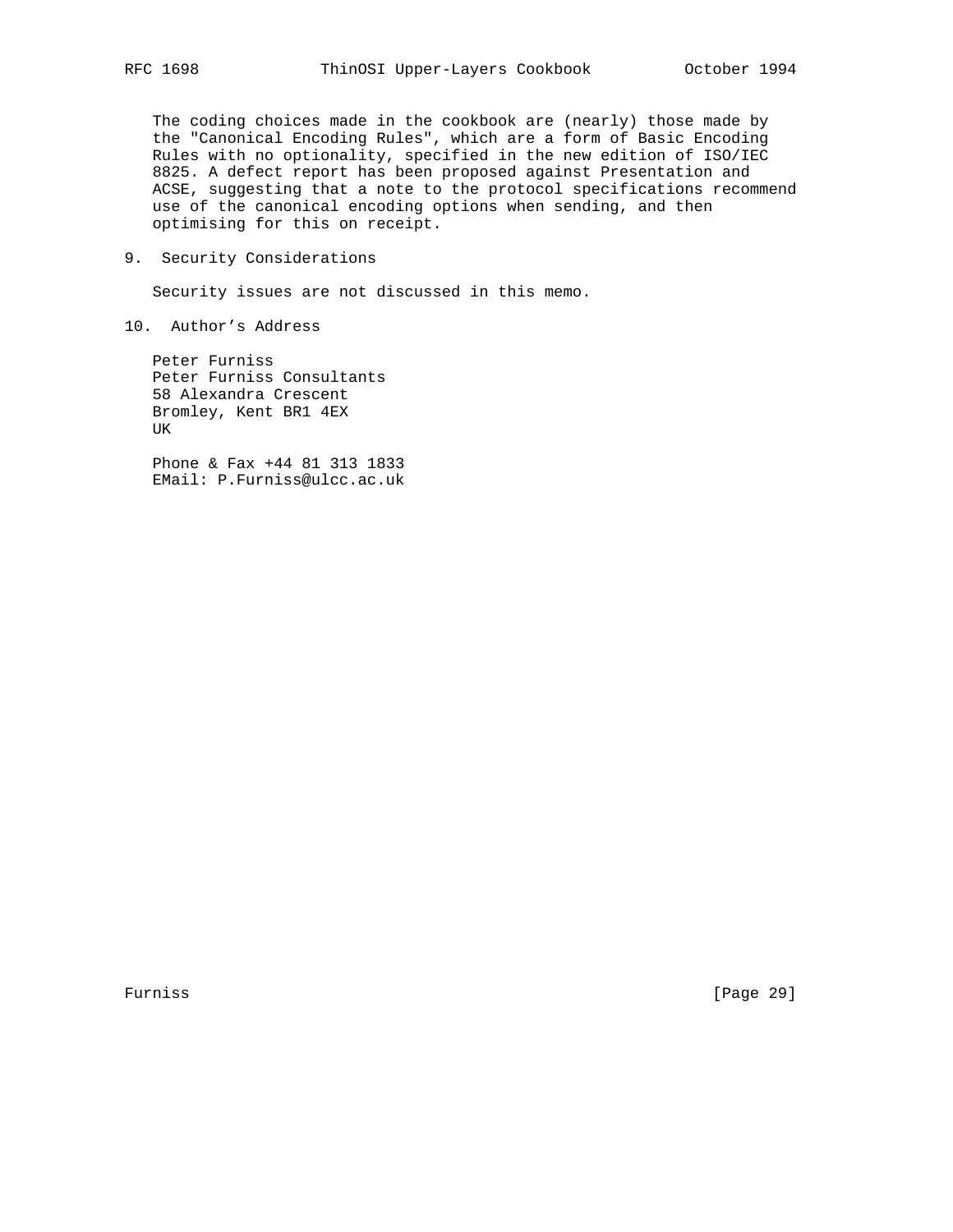The coding choices made in the cookbook are (nearly) those made by the "Canonical Encoding Rules", which are a form of Basic Encoding Rules with no optionality, specified in the new edition of ISO/IEC 8825. A defect report has been proposed against Presentation and ACSE, suggesting that a note to the protocol specifications recommend use of the canonical encoding options when sending, and then optimising for this on receipt.

## 9. Security Considerations

Security issues are not discussed in this memo.

## 10. Author's Address

Peter Furniss
Peter Furniss Consultants
58 Alexandra Crescent
Bromley, Kent BR1 4EX
UK

Phone & Fax +44 81 313 1833
EMail: P.Furniss@ulcc.ac.uk